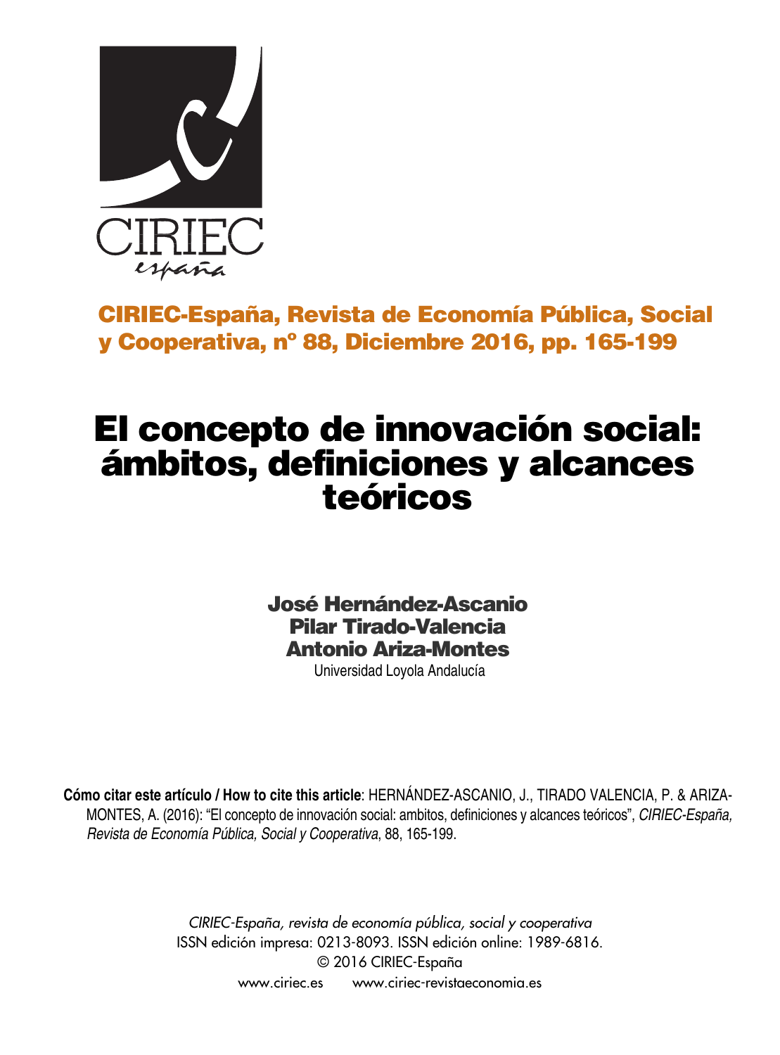CIRIEC España

**CIRIEC-España, Revista de Economía Pública, Social y Cooperativa, nº 88, Diciembre 2016, pp. 165-199**

# El concepto de innovación social: ámbitos, definiciones y alcances teóricos

**José Hernández-Ascanio**
**Pilar Tirado-Valencia**
**Antonio Ariza-Montes**
Universidad Loyola Andalucía

**Cómo citar este artículo / How to cite this article**: HERNÁNDEZ-ASCANIO, J., TIRADO VALENCIA, P. & ARIZA-MONTES, A. (2016): "El concepto de innovación social: ambitos, definiciones y alcances teóricos", *CIRIEC-España, Revista de Economía Pública, Social y Cooperativa*, 88, 165-199.

*CIRIEC-España, revista de economía pública, social y cooperativa*
ISSN edición impresa: 0213-8093. ISSN edición online: 1989-6816.
© 2016 CIRIEC-España
www.ciriec.es www.ciriec-revistaeconomia.es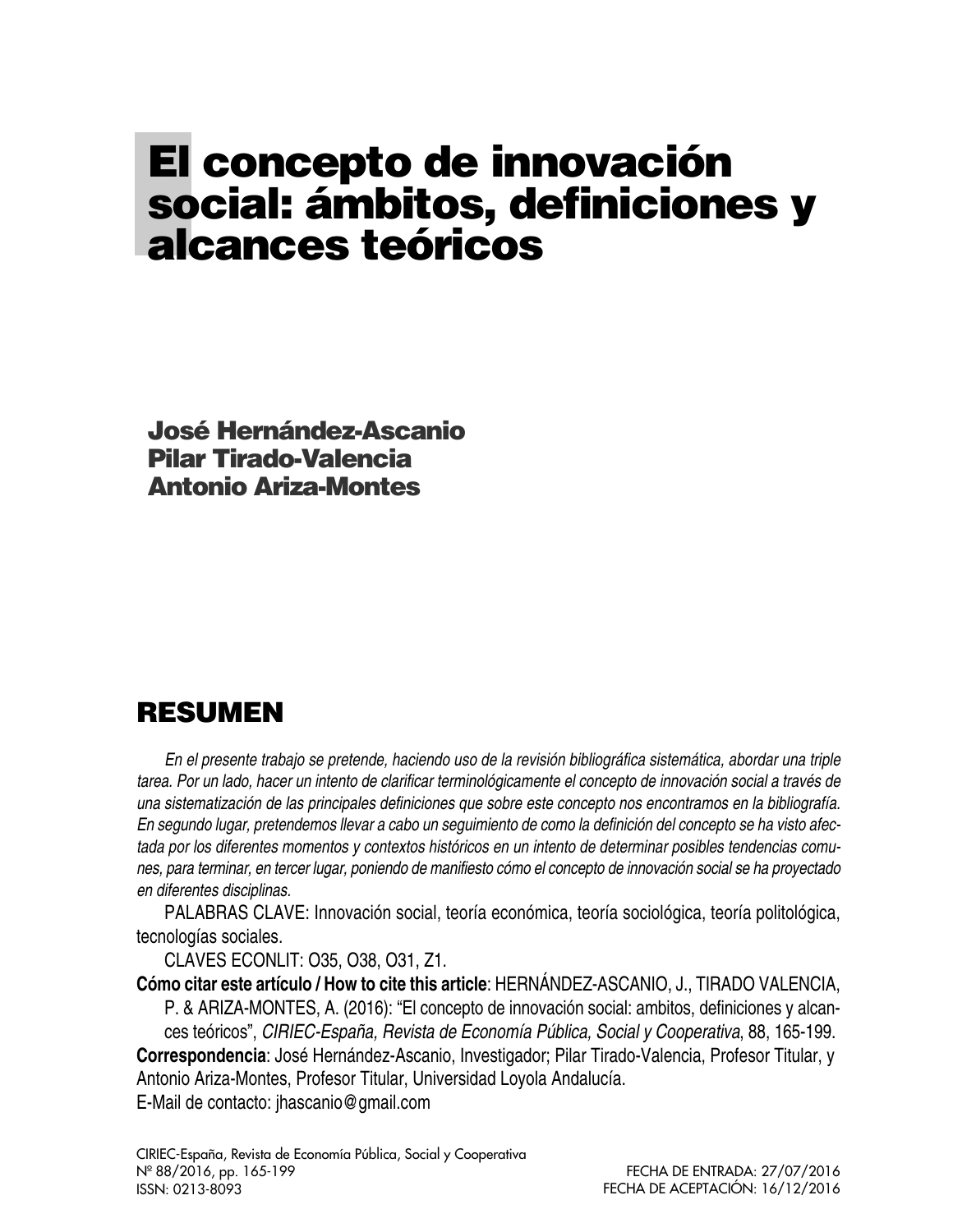# El concepto de innovación social: ámbitos, definiciones y alcances teóricos

**José Hernández-Ascanio**
**Pilar Tirado-Valencia**
**Antonio Ariza-Montes**

## RESUMEN

*En el presente trabajo se pretende, haciendo uso de la revisión bibliográfica sistemática, abordar una triple tarea. Por un lado, hacer un intento de clarificar terminológicamente el concepto de innovación social a través de una sistematización de las principales definiciones que sobre este concepto nos encontramos en la bibliografía. En segundo lugar, pretendemos llevar a cabo un seguimiento de como la definición del concepto se ha visto afectada por los diferentes momentos y contextos históricos en un intento de determinar posibles tendencias comunes, para terminar, en tercer lugar, poniendo de manifiesto cómo el concepto de innovación social se ha proyectado en diferentes disciplinas.*

PALABRAS CLAVE: Innovación social, teoría económica, teoría sociológica, teoría politológica, tecnologías sociales.

CLAVES ECONLIT: O35, O38, O31, Z1.

**Cómo citar este artículo / How to cite this article**: HERNÁNDEZ-ASCANIO, J., TIRADO VALENCIA, P. & ARIZA-MONTES, A. (2016): "El concepto de innovación social: ambitos, definiciones y alcances teóricos", *CIRIEC-España, Revista de Economía Pública, Social y Cooperativa*, 88, 165-199.

**Correspondencia**: José Hernández-Ascanio, Investigador; Pilar Tirado-Valencia, Profesor Titular, y Antonio Ariza-Montes, Profesor Titular, Universidad Loyola Andalucía.
E-Mail de contacto: jhascanio@gmail.com

FECHA DE ENTRADA: 27/07/2016
FECHA DE ACEPTACIÓN: 16/12/2016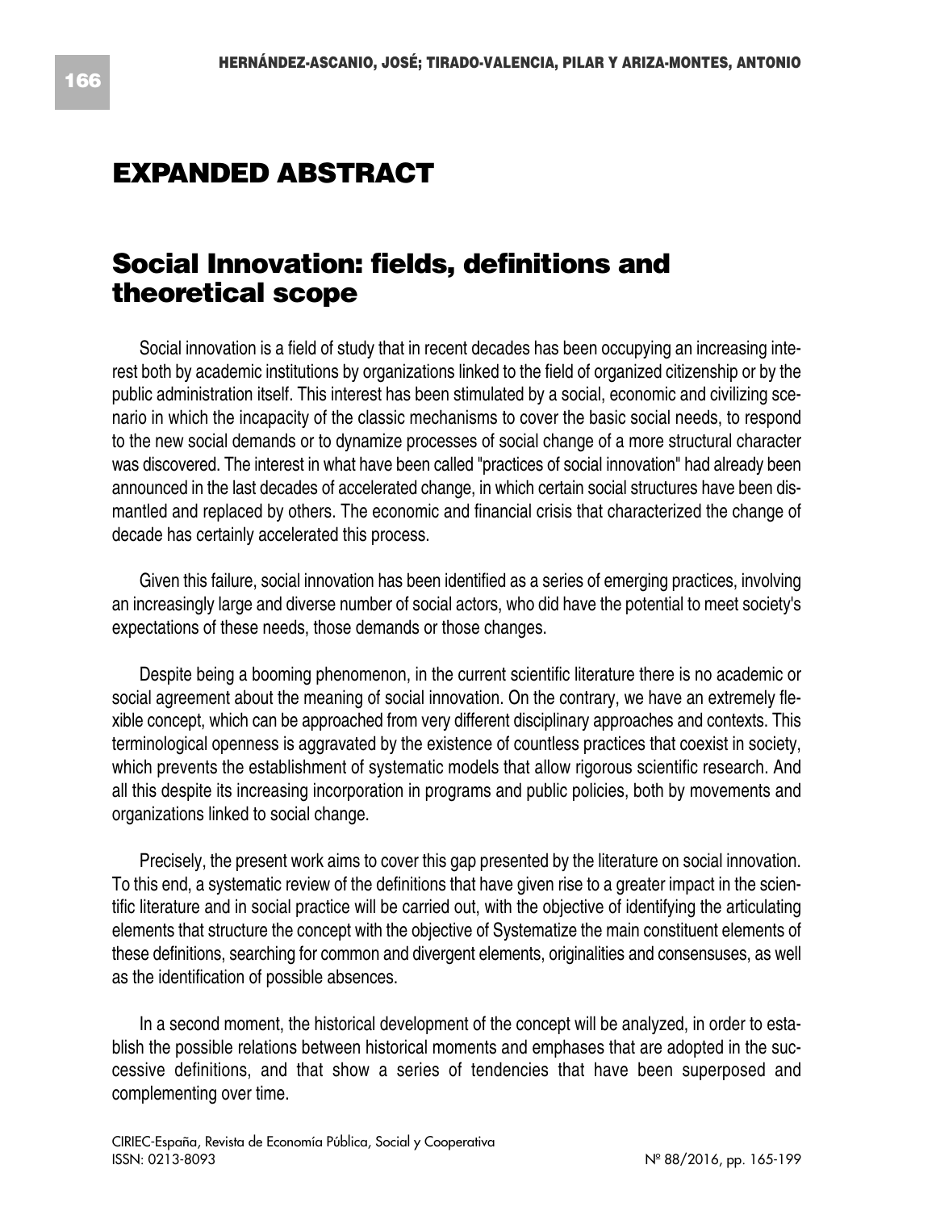# EXPANDED ABSTRACT

## Social Innovation: fields, definitions and theoretical scope

Social innovation is a field of study that in recent decades has been occupying an increasing interest both by academic institutions by organizations linked to the field of organized citizenship or by the public administration itself. This interest has been stimulated by a social, economic and civilizing scenario in which the incapacity of the classic mechanisms to cover the basic social needs, to respond to the new social demands or to dynamize processes of social change of a more structural character was discovered. The interest in what have been called "practices of social innovation" had already been announced in the last decades of accelerated change, in which certain social structures have been dismantled and replaced by others. The economic and financial crisis that characterized the change of decade has certainly accelerated this process.

Given this failure, social innovation has been identified as a series of emerging practices, involving an increasingly large and diverse number of social actors, who did have the potential to meet society's expectations of these needs, those demands or those changes.

Despite being a booming phenomenon, in the current scientific literature there is no academic or social agreement about the meaning of social innovation. On the contrary, we have an extremely flexible concept, which can be approached from very different disciplinary approaches and contexts. This terminological openness is aggravated by the existence of countless practices that coexist in society, which prevents the establishment of systematic models that allow rigorous scientific research. And all this despite its increasing incorporation in programs and public policies, both by movements and organizations linked to social change.

Precisely, the present work aims to cover this gap presented by the literature on social innovation. To this end, a systematic review of the definitions that have given rise to a greater impact in the scientific literature and in social practice will be carried out, with the objective of identifying the articulating elements that structure the concept with the objective of Systematize the main constituent elements of these definitions, searching for common and divergent elements, originalities and consensuses, as well as the identification of possible absences.

In a second moment, the historical development of the concept will be analyzed, in order to establish the possible relations between historical moments and emphases that are adopted in the successive definitions, and that show a series of tendencies that have been superposed and complementing over time.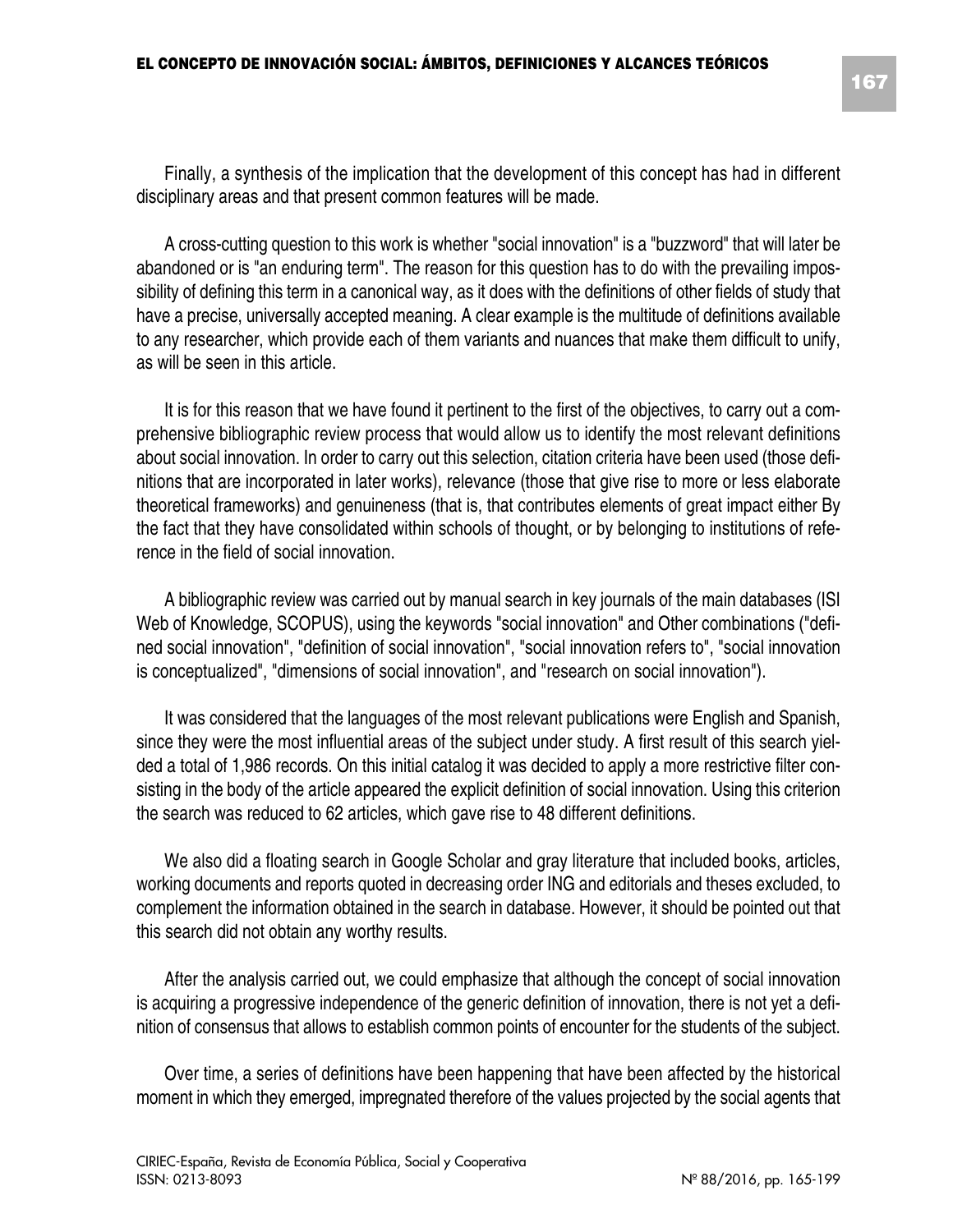Finally, a synthesis of the implication that the development of this concept has had in different disciplinary areas and that present common features will be made.

A cross-cutting question to this work is whether "social innovation" is a "buzzword" that will later be abandoned or is "an enduring term". The reason for this question has to do with the prevailing impossibility of defining this term in a canonical way, as it does with the definitions of other fields of study that have a precise, universally accepted meaning. A clear example is the multitude of definitions available to any researcher, which provide each of them variants and nuances that make them difficult to unify, as will be seen in this article.

It is for this reason that we have found it pertinent to the first of the objectives, to carry out a comprehensive bibliographic review process that would allow us to identify the most relevant definitions about social innovation. In order to carry out this selection, citation criteria have been used (those definitions that are incorporated in later works), relevance (those that give rise to more or less elaborate theoretical frameworks) and genuineness (that is, that contributes elements of great impact either By the fact that they have consolidated within schools of thought, or by belonging to institutions of reference in the field of social innovation.

A bibliographic review was carried out by manual search in key journals of the main databases (ISI Web of Knowledge, SCOPUS), using the keywords "social innovation" and Other combinations ("defined social innovation", "definition of social innovation", "social innovation refers to", "social innovation is conceptualized", "dimensions of social innovation", and "research on social innovation").

It was considered that the languages of the most relevant publications were English and Spanish, since they were the most influential areas of the subject under study. A first result of this search yielded a total of 1,986 records. On this initial catalog it was decided to apply a more restrictive filter consisting in the body of the article appeared the explicit definition of social innovation. Using this criterion the search was reduced to 62 articles, which gave rise to 48 different definitions.

We also did a floating search in Google Scholar and gray literature that included books, articles, working documents and reports quoted in decreasing order ING and editorials and theses excluded, to complement the information obtained in the search in database. However, it should be pointed out that this search did not obtain any worthy results.

After the analysis carried out, we could emphasize that although the concept of social innovation is acquiring a progressive independence of the generic definition of innovation, there is not yet a definition of consensus that allows to establish common points of encounter for the students of the subject.

Over time, a series of definitions have been happening that have been affected by the historical moment in which they emerged, impregnated therefore of the values projected by the social agents that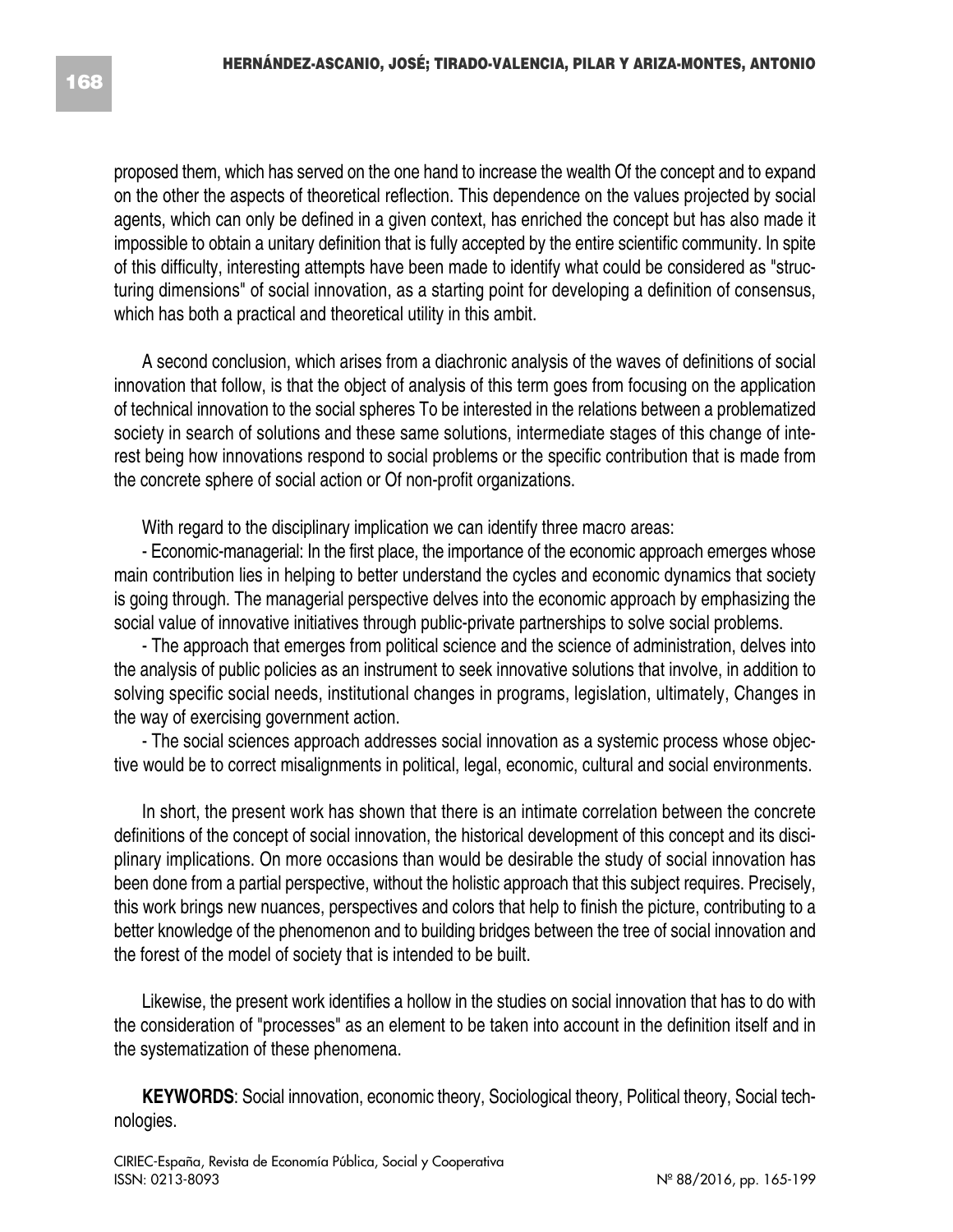proposed them, which has served on the one hand to increase the wealth Of the concept and to expand on the other the aspects of theoretical reflection. This dependence on the values projected by social agents, which can only be defined in a given context, has enriched the concept but has also made it impossible to obtain a unitary definition that is fully accepted by the entire scientific community. In spite of this difficulty, interesting attempts have been made to identify what could be considered as "structuring dimensions" of social innovation, as a starting point for developing a definition of consensus, which has both a practical and theoretical utility in this ambit.

A second conclusion, which arises from a diachronic analysis of the waves of definitions of social innovation that follow, is that the object of analysis of this term goes from focusing on the application of technical innovation to the social spheres To be interested in the relations between a problematized society in search of solutions and these same solutions, intermediate stages of this change of interest being how innovations respond to social problems or the specific contribution that is made from the concrete sphere of social action or Of non-profit organizations.

With regard to the disciplinary implication we can identify three macro areas:

- Economic-managerial: In the first place, the importance of the economic approach emerges whose main contribution lies in helping to better understand the cycles and economic dynamics that society is going through. The managerial perspective delves into the economic approach by emphasizing the social value of innovative initiatives through public-private partnerships to solve social problems.
- The approach that emerges from political science and the science of administration, delves into the analysis of public policies as an instrument to seek innovative solutions that involve, in addition to solving specific social needs, institutional changes in programs, legislation, ultimately, Changes in the way of exercising government action.
- The social sciences approach addresses social innovation as a systemic process whose objective would be to correct misalignments in political, legal, economic, cultural and social environments.

In short, the present work has shown that there is an intimate correlation between the concrete definitions of the concept of social innovation, the historical development of this concept and its disciplinary implications. On more occasions than would be desirable the study of social innovation has been done from a partial perspective, without the holistic approach that this subject requires. Precisely, this work brings new nuances, perspectives and colors that help to finish the picture, contributing to a better knowledge of the phenomenon and to building bridges between the tree of social innovation and the forest of the model of society that is intended to be built.

Likewise, the present work identifies a hollow in the studies on social innovation that has to do with the consideration of "processes" as an element to be taken into account in the definition itself and in the systematization of these phenomena.

**KEYWORDS**: Social innovation, economic theory, Sociological theory, Political theory, Social technologies.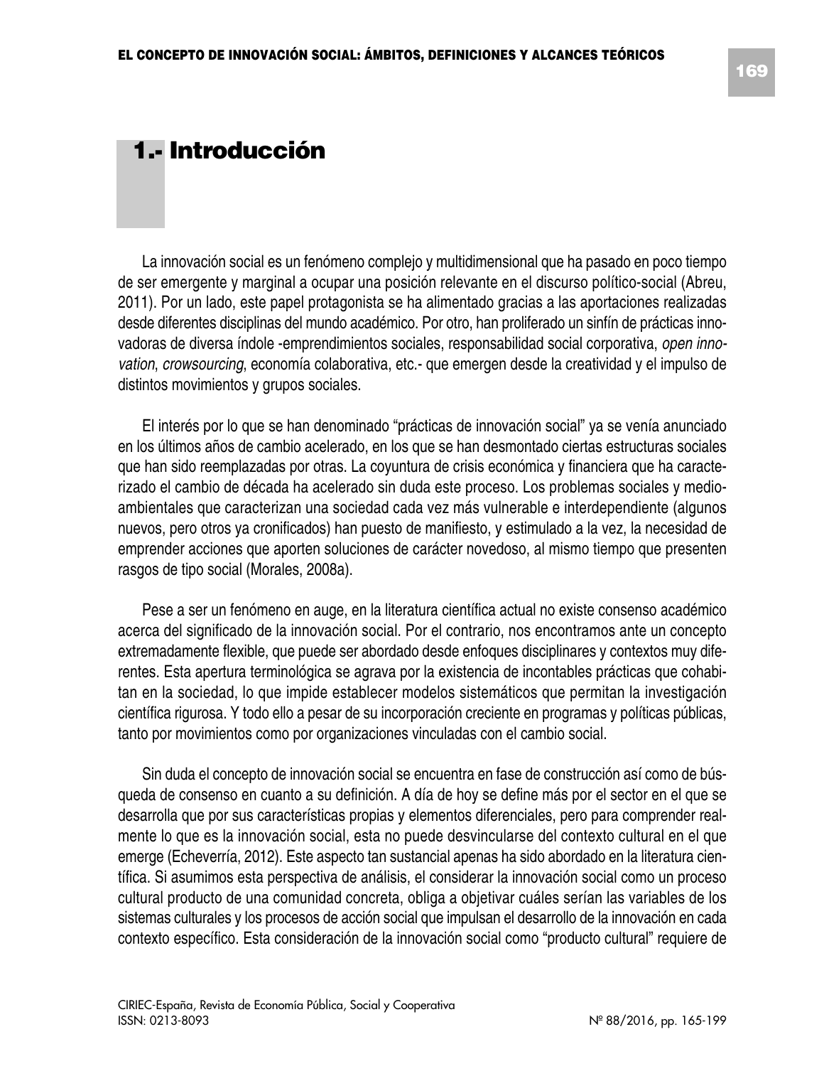# 1.- Introducción

La innovación social es un fenómeno complejo y multidimensional que ha pasado en poco tiempo de ser emergente y marginal a ocupar una posición relevante en el discurso político-social (Abreu, 2011). Por un lado, este papel protagonista se ha alimentado gracias a las aportaciones realizadas desde diferentes disciplinas del mundo académico. Por otro, han proliferado un sinfín de prácticas innovadoras de diversa índole -emprendimientos sociales, responsabilidad social corporativa, *open innovation*, *crowsourcing*, economía colaborativa, etc.- que emergen desde la creatividad y el impulso de distintos movimientos y grupos sociales.

El interés por lo que se han denominado "prácticas de innovación social" ya se venía anunciado en los últimos años de cambio acelerado, en los que se han desmontado ciertas estructuras sociales que han sido reemplazadas por otras. La coyuntura de crisis económica y financiera que ha caracterizado el cambio de década ha acelerado sin duda este proceso. Los problemas sociales y medioambientales que caracterizan una sociedad cada vez más vulnerable e interdependiente (algunos nuevos, pero otros ya cronificados) han puesto de manifiesto, y estimulado a la vez, la necesidad de emprender acciones que aporten soluciones de carácter novedoso, al mismo tiempo que presenten rasgos de tipo social (Morales, 2008a).

Pese a ser un fenómeno en auge, en la literatura científica actual no existe consenso académico acerca del significado de la innovación social. Por el contrario, nos encontramos ante un concepto extremadamente flexible, que puede ser abordado desde enfoques disciplinares y contextos muy diferentes. Esta apertura terminológica se agrava por la existencia de incontables prácticas que cohabitan en la sociedad, lo que impide establecer modelos sistemáticos que permitan la investigación científica rigurosa. Y todo ello a pesar de su incorporación creciente en programas y políticas públicas, tanto por movimientos como por organizaciones vinculadas con el cambio social.

Sin duda el concepto de innovación social se encuentra en fase de construcción así como de búsqueda de consenso en cuanto a su definición. A día de hoy se define más por el sector en el que se desarrolla que por sus características propias y elementos diferenciales, pero para comprender realmente lo que es la innovación social, esta no puede desvincularse del contexto cultural en el que emerge (Echeverría, 2012). Este aspecto tan sustancial apenas ha sido abordado en la literatura científica. Si asumimos esta perspectiva de análisis, el considerar la innovación social como un proceso cultural producto de una comunidad concreta, obliga a objetivar cuáles serían las variables de los sistemas culturales y los procesos de acción social que impulsan el desarrollo de la innovación en cada contexto específico. Esta consideración de la innovación social como "producto cultural" requiere de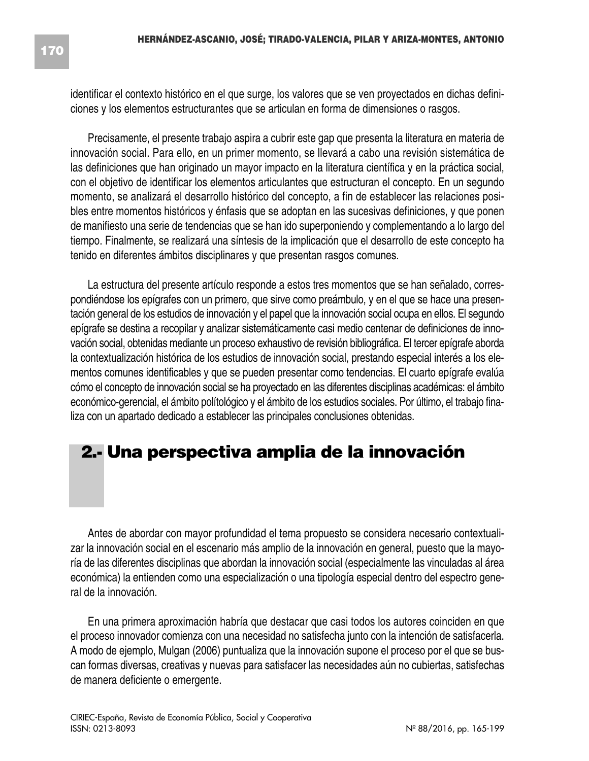identificar el contexto histórico en el que surge, los valores que se ven proyectados en dichas definiciones y los elementos estructurantes que se articulan en forma de dimensiones o rasgos.

Precisamente, el presente trabajo aspira a cubrir este gap que presenta la literatura en materia de innovación social. Para ello, en un primer momento, se llevará a cabo una revisión sistemática de las definiciones que han originado un mayor impacto en la literatura científica y en la práctica social, con el objetivo de identificar los elementos articulantes que estructuran el concepto. En un segundo momento, se analizará el desarrollo histórico del concepto, a fin de establecer las relaciones posibles entre momentos históricos y énfasis que se adoptan en las sucesivas definiciones, y que ponen de manifiesto una serie de tendencias que se han ido superponiendo y complementando a lo largo del tiempo. Finalmente, se realizará una síntesis de la implicación que el desarrollo de este concepto ha tenido en diferentes ámbitos disciplinares y que presentan rasgos comunes.

La estructura del presente artículo responde a estos tres momentos que se han señalado, correspondiéndose los epígrafes con un primero, que sirve como preámbulo, y en el que se hace una presentación general de los estudios de innovación y el papel que la innovación social ocupa en ellos. El segundo epígrafe se destina a recopilar y analizar sistemáticamente casi medio centenar de definiciones de innovación social, obtenidas mediante un proceso exhaustivo de revisión bibliográfica. El tercer epígrafe aborda la contextualización histórica de los estudios de innovación social, prestando especial interés a los elementos comunes identificables y que se pueden presentar como tendencias. El cuarto epígrafe evalúa cómo el concepto de innovación social se ha proyectado en las diferentes disciplinas académicas: el ámbito económico-gerencial, el ámbito politólogico y el ámbito de los estudios sociales. Por último, el trabajo finaliza con un apartado dedicado a establecer las principales conclusiones obtenidas.

## 2.- Una perspectiva amplia de la innovación

Antes de abordar con mayor profundidad el tema propuesto se considera necesario contextualizar la innovación social en el escenario más amplio de la innovación en general, puesto que la mayoría de las diferentes disciplinas que abordan la innovación social (especialmente las vinculadas al área económica) la entienden como una especialización o una tipología especial dentro del espectro general de la innovación.

En una primera aproximación habría que destacar que casi todos los autores coinciden en que el proceso innovador comienza con una necesidad no satisfecha junto con la intención de satisfacerla. A modo de ejemplo, Mulgan (2006) puntualiza que la innovación supone el proceso por el que se buscan formas diversas, creativas y nuevas para satisfacer las necesidades aún no cubiertas, satisfechas de manera deficiente o emergente.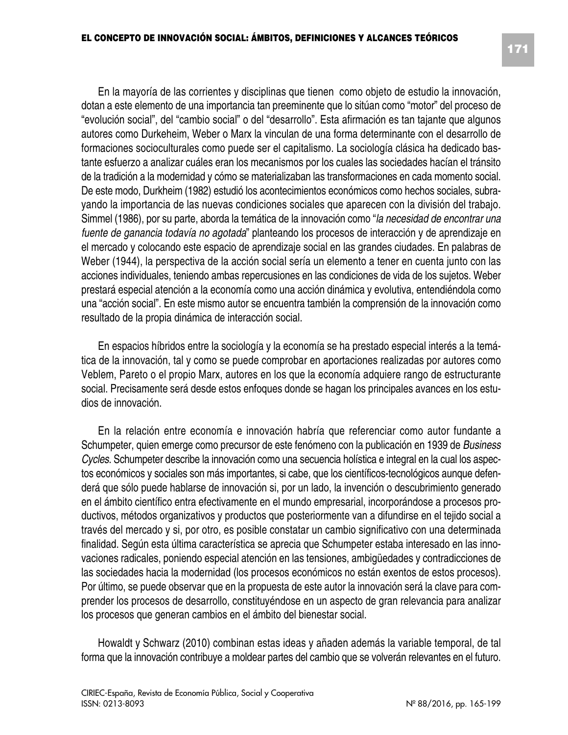En la mayoría de las corrientes y disciplinas que tienen como objeto de estudio la innovación, dotan a este elemento de una importancia tan preeminente que lo sitúan como "motor" del proceso de "evolución social", del "cambio social" o del "desarrollo". Esta afirmación es tan tajante que algunos autores como Durkeheim, Weber o Marx la vinculan de una forma determinante con el desarrollo de formaciones socioculturales como puede ser el capitalismo. La sociología clásica ha dedicado bastante esfuerzo a analizar cuáles eran los mecanismos por los cuales las sociedades hacían el tránsito de la tradición a la modernidad y cómo se materializaban las transformaciones en cada momento social. De este modo, Durkheim (1982) estudió los acontecimientos económicos como hechos sociales, subrayando la importancia de las nuevas condiciones sociales que aparecen con la división del trabajo. Simmel (1986), por su parte, aborda la temática de la innovación como "*la necesidad de encontrar una fuente de ganancia todavía no agotada*" planteando los procesos de interacción y de aprendizaje en el mercado y colocando este espacio de aprendizaje social en las grandes ciudades. En palabras de Weber (1944), la perspectiva de la acción social sería un elemento a tener en cuenta junto con las acciones individuales, teniendo ambas repercusiones en las condiciones de vida de los sujetos. Weber prestará especial atención a la economía como una acción dinámica y evolutiva, entendiéndola como una "acción social". En este mismo autor se encuentra también la comprensión de la innovación como resultado de la propia dinámica de interacción social.

En espacios híbridos entre la sociología y la economía se ha prestado especial interés a la temática de la innovación, tal y como se puede comprobar en aportaciones realizadas por autores como Veblem, Pareto o el propio Marx, autores en los que la economía adquiere rango de estructurante social. Precisamente será desde estos enfoques donde se hagan los principales avances en los estudios de innovación.

En la relación entre economía e innovación habría que referenciar como autor fundante a Schumpeter, quien emerge como precursor de este fenómeno con la publicación en 1939 de *Business Cycles*. Schumpeter describe la innovación como una secuencia holística e integral en la cual los aspectos económicos y sociales son más importantes, si cabe, que los científicos-tecnológicos aunque defenderá que sólo puede hablarse de innovación si, por un lado, la invención o descubrimiento generado en el ámbito científico entra efectivamente en el mundo empresarial, incorporándose a procesos productivos, métodos organizativos y productos que posteriormente van a difundirse en el tejido social a través del mercado y si, por otro, es posible constatar un cambio significativo con una determinada finalidad. Según esta última característica se aprecia que Schumpeter estaba interesado en las innovaciones radicales, poniendo especial atención en las tensiones, ambigüedades y contradicciones de las sociedades hacia la modernidad (los procesos económicos no están exentos de estos procesos). Por último, se puede observar que en la propuesta de este autor la innovación será la clave para comprender los procesos de desarrollo, constituyéndose en un aspecto de gran relevancia para analizar los procesos que generan cambios en el ámbito del bienestar social.

Howaldt y Schwarz (2010) combinan estas ideas y añaden además la variable temporal, de tal forma que la innovación contribuye a moldear partes del cambio que se volverán relevantes en el futuro.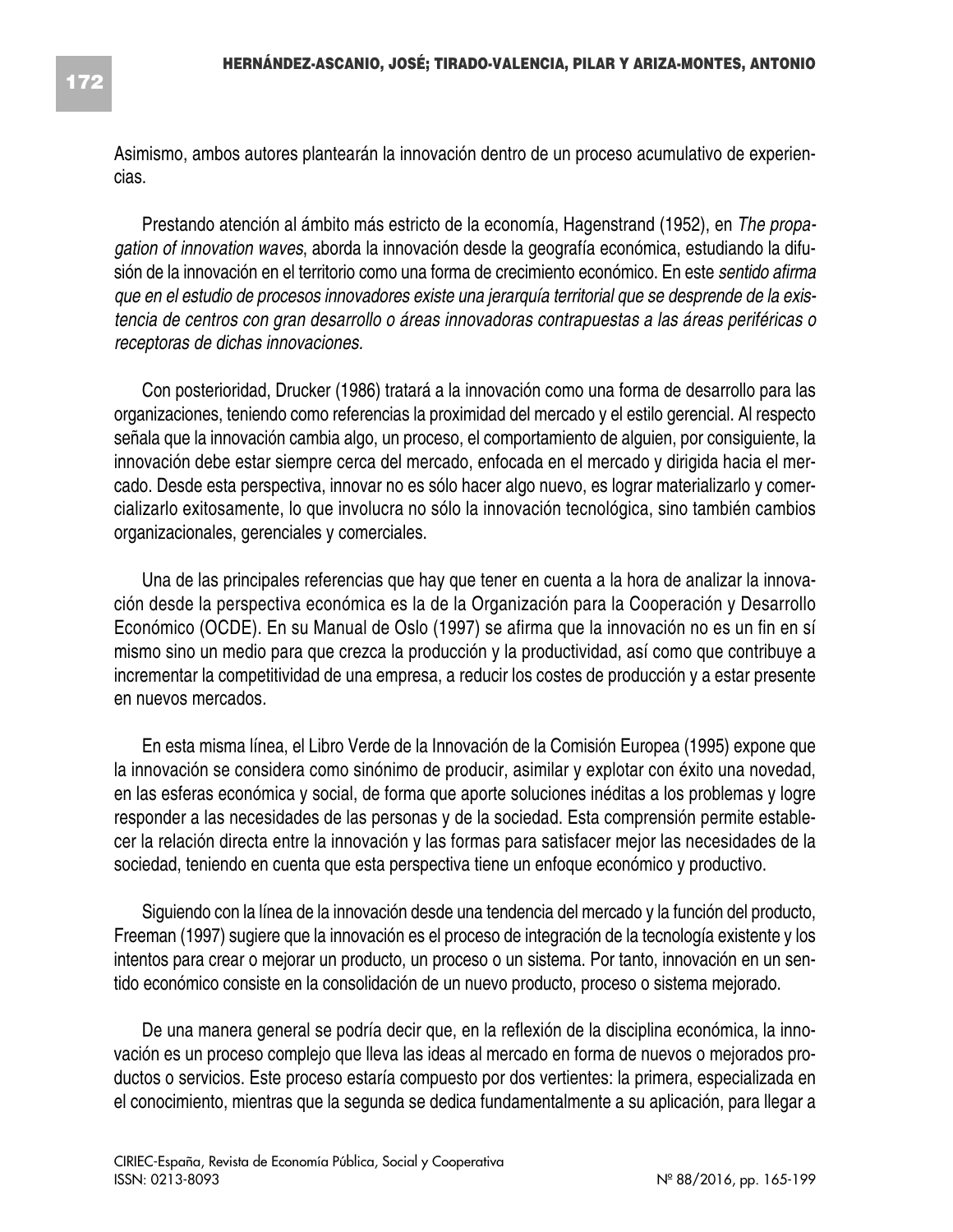Asimismo, ambos autores plantearán la innovación dentro de un proceso acumulativo de experiencias.

Prestando atención al ámbito más estricto de la economía, Hagenstrand (1952), en *The propagation of innovation waves*, aborda la innovación desde la geografía económica, estudiando la difusión de la innovación en el territorio como una forma de crecimiento económico. En este *sentido afirma que en el estudio de procesos innovadores existe una jerarquía territorial que se desprende de la existencia de centros con gran desarrollo o áreas innovadoras contrapuestas a las áreas periféricas o receptoras de dichas innovaciones.*

Con posterioridad, Drucker (1986) tratará a la innovación como una forma de desarrollo para las organizaciones, teniendo como referencias la proximidad del mercado y el estilo gerencial. Al respecto señala que la innovación cambia algo, un proceso, el comportamiento de alguien, por consiguiente, la innovación debe estar siempre cerca del mercado, enfocada en el mercado y dirigida hacia el mercado. Desde esta perspectiva, innovar no es sólo hacer algo nuevo, es lograr materializarlo y comercializarlo exitosamente, lo que involucra no sólo la innovación tecnológica, sino también cambios organizacionales, gerenciales y comerciales.

Una de las principales referencias que hay que tener en cuenta a la hora de analizar la innovación desde la perspectiva económica es la de la Organización para la Cooperación y Desarrollo Económico (OCDE). En su Manual de Oslo (1997) se afirma que la innovación no es un fin en sí mismo sino un medio para que crezca la producción y la productividad, así como que contribuye a incrementar la competitividad de una empresa, a reducir los costes de producción y a estar presente en nuevos mercados.

En esta misma línea, el Libro Verde de la Innovación de la Comisión Europea (1995) expone que la innovación se considera como sinónimo de producir, asimilar y explotar con éxito una novedad, en las esferas económica y social, de forma que aporte soluciones inéditas a los problemas y logre responder a las necesidades de las personas y de la sociedad. Esta comprensión permite establecer la relación directa entre la innovación y las formas para satisfacer mejor las necesidades de la sociedad, teniendo en cuenta que esta perspectiva tiene un enfoque económico y productivo.

Siguiendo con la línea de la innovación desde una tendencia del mercado y la función del producto, Freeman (1997) sugiere que la innovación es el proceso de integración de la tecnología existente y los intentos para crear o mejorar un producto, un proceso o un sistema. Por tanto, innovación en un sentido económico consiste en la consolidación de un nuevo producto, proceso o sistema mejorado.

De una manera general se podría decir que, en la reflexión de la disciplina económica, la innovación es un proceso complejo que lleva las ideas al mercado en forma de nuevos o mejorados productos o servicios. Este proceso estaría compuesto por dos vertientes: la primera, especializada en el conocimiento, mientras que la segunda se dedica fundamentalmente a su aplicación, para llegar a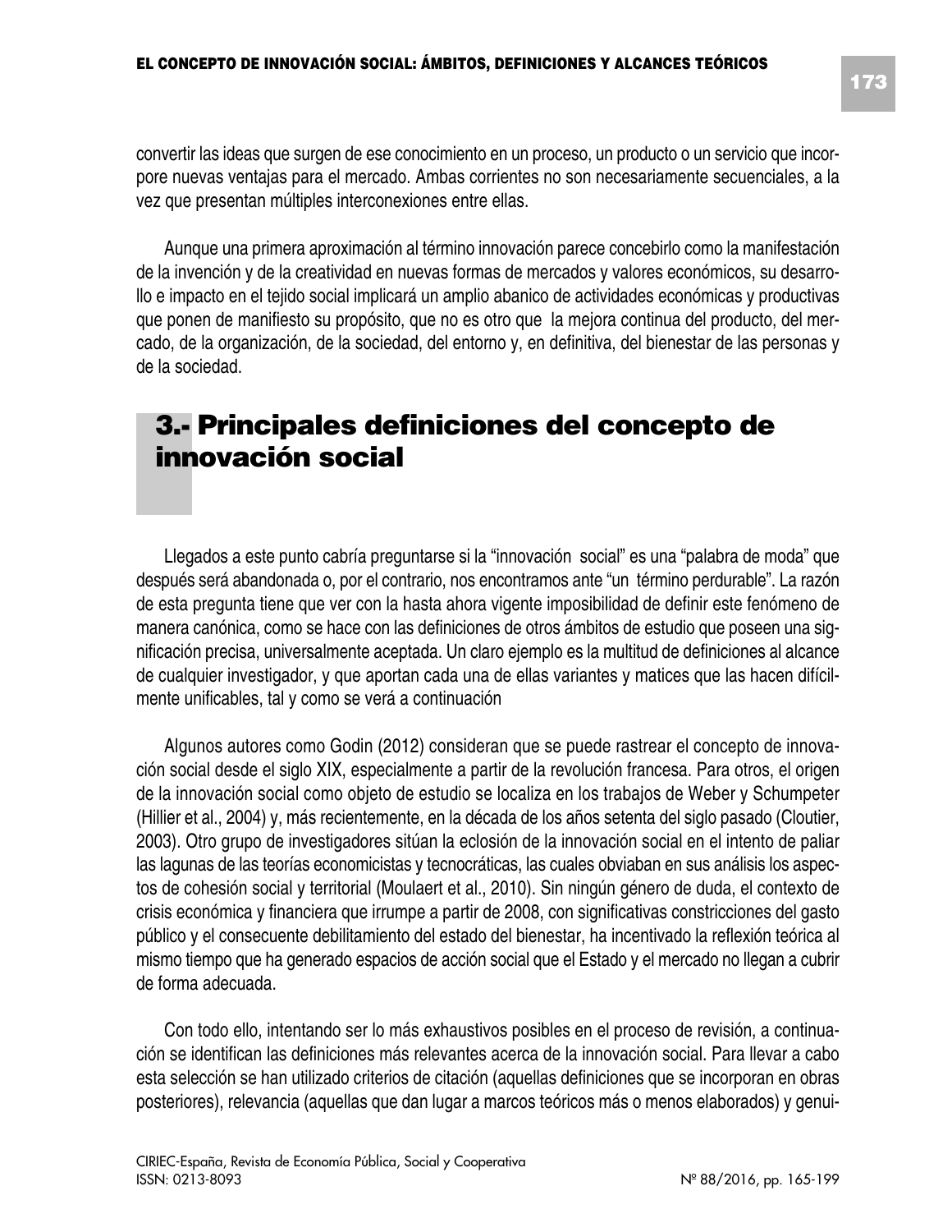convertir las ideas que surgen de ese conocimiento en un proceso, un producto o un servicio que incorpore nuevas ventajas para el mercado. Ambas corrientes no son necesariamente secuenciales, a la vez que presentan múltiples interconexiones entre ellas.

Aunque una primera aproximación al término innovación parece concebirlo como la manifestación de la invención y de la creatividad en nuevas formas de mercados y valores económicos, su desarrollo e impacto en el tejido social implicará un amplio abanico de actividades económicas y productivas que ponen de manifiesto su propósito, que no es otro que la mejora continua del producto, del mercado, de la organización, de la sociedad, del entorno y, en definitiva, del bienestar de las personas y de la sociedad.

## 3.- Principales definiciones del concepto de innovación social

Llegados a este punto cabría preguntarse si la "innovación social" es una "palabra de moda" que después será abandonada o, por el contrario, nos encontramos ante "un término perdurable". La razón de esta pregunta tiene que ver con la hasta ahora vigente imposibilidad de definir este fenómeno de manera canónica, como se hace con las definiciones de otros ámbitos de estudio que poseen una significación precisa, universalmente aceptada. Un claro ejemplo es la multitud de definiciones al alcance de cualquier investigador, y que aportan cada una de ellas variantes y matices que las hacen difícilmente unificables, tal y como se verá a continuación

Algunos autores como Godin (2012) consideran que se puede rastrear el concepto de innovación social desde el siglo XIX, especialmente a partir de la revolución francesa. Para otros, el origen de la innovación social como objeto de estudio se localiza en los trabajos de Weber y Schumpeter (Hillier et al., 2004) y, más recientemente, en la década de los años setenta del siglo pasado (Cloutier, 2003). Otro grupo de investigadores sitúan la eclosión de la innovación social en el intento de paliar las lagunas de las teorías economicistas y tecnocráticas, las cuales obviaban en sus análisis los aspectos de cohesión social y territorial (Moulaert et al., 2010). Sin ningún género de duda, el contexto de crisis económica y financiera que irrumpe a partir de 2008, con significativas constricciones del gasto público y el consecuente debilitamiento del estado del bienestar, ha incentivado la reflexión teórica al mismo tiempo que ha generado espacios de acción social que el Estado y el mercado no llegan a cubrir de forma adecuada.

Con todo ello, intentando ser lo más exhaustivos posibles en el proceso de revisión, a continuación se identifican las definiciones más relevantes acerca de la innovación social. Para llevar a cabo esta selección se han utilizado criterios de citación (aquellas definiciones que se incorporan en obras posteriores), relevancia (aquellas que dan lugar a marcos teóricos más o menos elaborados) y genui-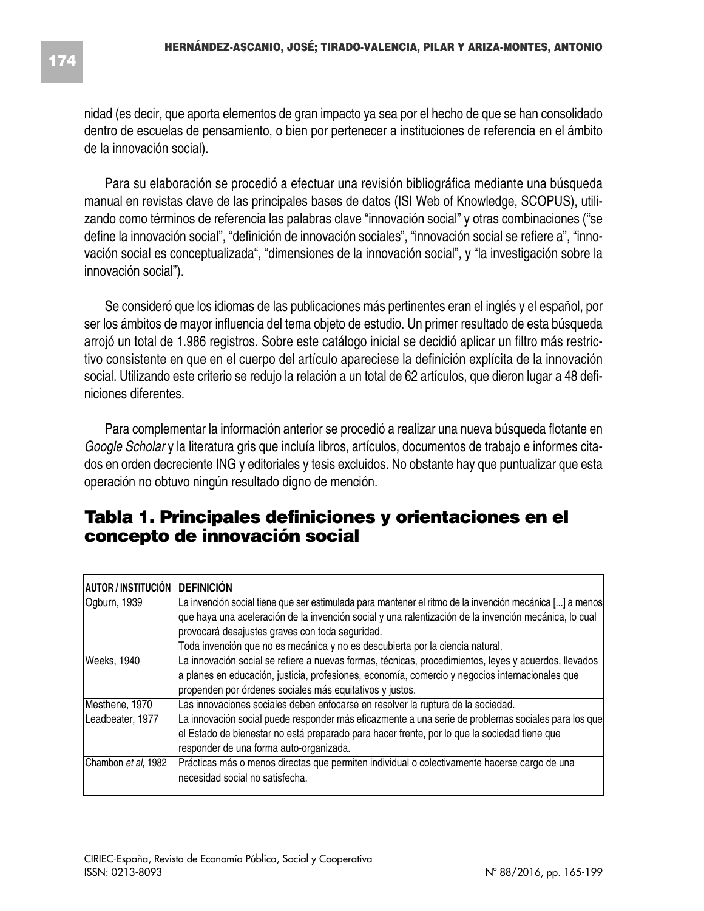nidad (es decir, que aporta elementos de gran impacto ya sea por el hecho de que se han consolidado dentro de escuelas de pensamiento, o bien por pertenecer a instituciones de referencia en el ámbito de la innovación social).

Para su elaboración se procedió a efectuar una revisión bibliográfica mediante una búsqueda manual en revistas clave de las principales bases de datos (ISI Web of Knowledge, SCOPUS), utilizando como términos de referencia las palabras clave "innovación social" y otras combinaciones ("se define la innovación social", "definición de innovación sociales", "innovación social se refiere a", "innovación social es conceptualizada", "dimensiones de la innovación social", y "la investigación sobre la innovación social").

Se consideró que los idiomas de las publicaciones más pertinentes eran el inglés y el español, por ser los ámbitos de mayor influencia del tema objeto de estudio. Un primer resultado de esta búsqueda arrojó un total de 1.986 registros. Sobre este catálogo inicial se decidió aplicar un filtro más restrictivo consistente en que en el cuerpo del artículo apareciese la definición explícita de la innovación social. Utilizando este criterio se redujo la relación a un total de 62 artículos, que dieron lugar a 48 definiciones diferentes.

Para complementar la información anterior se procedió a realizar una nueva búsqueda flotante en *Google Scholar* y la literatura gris que incluía libros, artículos, documentos de trabajo e informes citados en orden decreciente ING y editoriales y tesis excluidos. No obstante hay que puntualizar que esta operación no obtuvo ningún resultado digno de mención.

## Tabla 1. Principales definiciones y orientaciones en el concepto de innovación social

| AUTOR / INSTITUCIÓN | DEFINICIÓN |
|---|---|
| Ogburn, 1939 | La invención social tiene que ser estimulada para mantener el ritmo de la invención mecánica [...] a menos que haya una aceleración de la invención social y una ralentización de la invención mecánica, lo cual provocará desajustes graves con toda seguridad.<br>Toda invención que no es mecánica y no es descubierta por la ciencia natural. |
| Weeks, 1940 | La innovación social se refiere a nuevas formas, técnicas, procedimientos, leyes y acuerdos, llevados a planes en educación, justicia, profesiones, economía, comercio y negocios internacionales que propenden por órdenes sociales más equitativos y justos. |
| Mesthene, 1970 | Las innovaciones sociales deben enfocarse en resolver la ruptura de la sociedad. |
| Leadbeater, 1977 | La innovación social puede responder más eficazmente a una serie de problemas sociales para los que el Estado de bienestar no está preparado para hacer frente, por lo que la sociedad tiene que responder de una forma auto-organizada. |
| Chambon *et al*, 1982 | Prácticas más o menos directas que permiten individual o colectivamente hacerse cargo de una necesidad social no satisfecha. |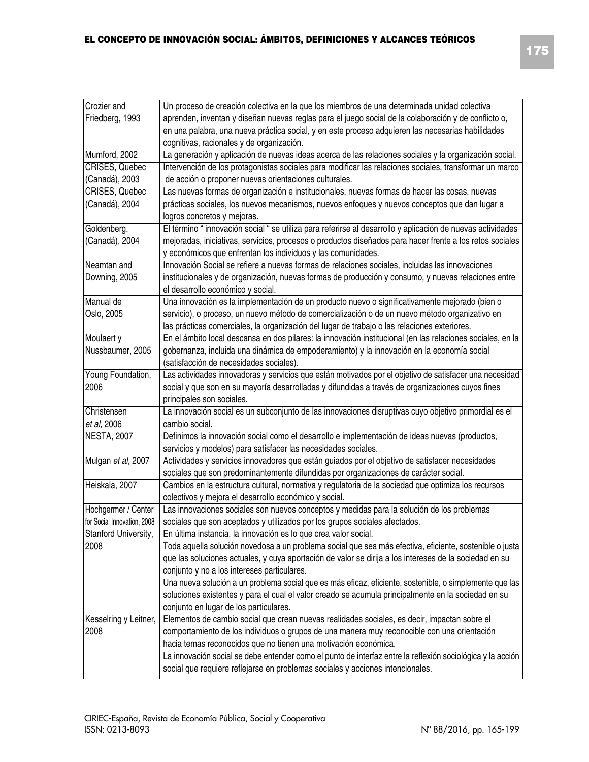| | |
|---|---|
| Crozier and Friedberg, 1993 | Un proceso de creación colectiva en la que los miembros de una determinada unidad colectiva aprenden, inventan y diseñan nuevas reglas para el juego social de la colaboración y de conflicto o, en una palabra, una nueva práctica social, y en este proceso adquieren las necesarias habilidades cognitivas, racionales y de organización. |
| Mumford, 2002 | La generación y aplicación de nuevas ideas acerca de las relaciones sociales y la organización social. |
| CRISES, Quebec (Canadá), 2003 | Intervención de los protagonistas sociales para modificar las relaciones sociales, transformar un marco de acción o proponer nuevas orientaciones culturales. |
| CRISES, Quebec (Canadá), 2004 | Las nuevas formas de organización e institucionales, nuevas formas de hacer las cosas, nuevas prácticas sociales, los nuevos mecanismos, nuevos enfoques y nuevos conceptos que dan lugar a logros concretos y mejoras. |
| Goldenberg, (Canadá), 2004 | El término " innovación social " se utiliza para referirse al desarrollo y aplicación de nuevas actividades mejoradas, iniciativas, servicios, procesos o productos diseñados para hacer frente a los retos sociales y económicos que enfrentan los individuos y las comunidades. |
| Neamtan and Downing, 2005 | Innovación Social se refiere a nuevas formas de relaciones sociales, incluidas las innovaciones institucionales y de organización, nuevas formas de producción y consumo, y nuevas relaciones entre el desarrollo económico y social. |
| Manual de Oslo, 2005 | Una innovación es la implementación de un producto nuevo o significativamente mejorado (bien o servicio), o proceso, un nuevo método de comercialización o de un nuevo método organizativo en las prácticas comerciales, la organización del lugar de trabajo o las relaciones exteriores. |
| Moulaert y Nussbaumer, 2005 | En el ámbito local descansa en dos pilares: la innovación institucional (en las relaciones sociales, en la gobernanza, incluida una dinámica de empoderamiento) y la innovación en la economía social (satisfacción de necesidades sociales). |
| Young Foundation, 2006 | Las actividades innovadoras y servicios que están motivados por el objetivo de satisfacer una necesidad social y que son en su mayoría desarrolladas y difundidas a través de organizaciones cuyos fines principales son sociales. |
| Christensen *et al*, 2006 | La innovación social es un subconjunto de las innovaciones disruptivas cuyo objetivo primordial es el cambio social. |
| NESTA, 2007 | Definimos la innovación social como el desarrollo e implementación de ideas nuevas (productos, servicios y modelos) para satisfacer las necesidades sociales. |
| Mulgan *et al*, 2007 | Actividades y servicios innovadores que están guiados por el objetivo de satisfacer necesidades sociales que son predominantemente difundidas por organizaciones de carácter social. |
| Heiskala, 2007 | Cambios en la estructura cultural, normativa y regulatoria de la sociedad que optimiza los recursos colectivos y mejora el desarrollo económico y social. |
| Hochgermer / Center for Social Innovation, 2008 | Las innovaciones sociales son nuevos conceptos y medidas para la solución de los problemas sociales que son aceptados y utilizados por los grupos sociales afectados. |
| Stanford University, 2008 | En última instancia, la innovación es lo que crea valor social. Toda aquella solución novedosa a un problema social que sea más efectiva, eficiente, sostenible o justa que las soluciones actuales, y cuya aportación de valor se dirija a los intereses de la sociedad en su conjunto y no a los intereses particulares. Una nueva solución a un problema social que es más eficaz, eficiente, sostenible, o simplemente que las soluciones existentes y para el cual el valor creado se acumula principalmente en la sociedad en su conjunto en lugar de los particulares. |
| Kesselring y Leitner, 2008 | Elementos de cambio social que crean nuevas realidades sociales, es decir, impactan sobre el comportamiento de los individuos o grupos de una manera muy reconocible con una orientación hacia temas reconocidos que no tienen una motivación económica. La innovación social se debe entender como el punto de interfaz entre la reflexión sociológica y la acción social que requiere reflejarse en problemas sociales y acciones intencionales. |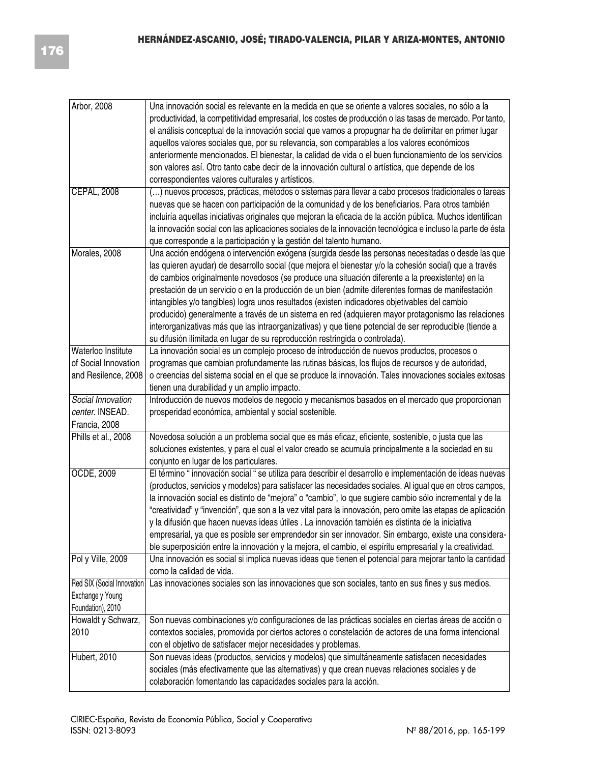| | |
|---|---|
| Arbor, 2008 | Una innovación social es relevante en la medida en que se oriente a valores sociales, no sólo a la productividad, la competitividad empresarial, los costes de producción o las tasas de mercado. Por tanto, el análisis conceptual de la innovación social que vamos a propugnar ha de delimitar en primer lugar aquellos valores sociales que, por su relevancia, son comparables a los valores económicos anteriormente mencionados. El bienestar, la calidad de vida o el buen funcionamiento de los servicios son valores así. Otro tanto cabe decir de la innovación cultural o artística, que depende de los correspondientes valores culturales y artísticos. |
| CEPAL, 2008 | (…) nuevos procesos, prácticas, métodos o sistemas para llevar a cabo procesos tradicionales o tareas nuevas que se hacen con participación de la comunidad y de los beneficiarios. Para otros también incluiría aquellas iniciativas originales que mejoran la eficacia de la acción pública. Muchos identifican la innovación social con las aplicaciones sociales de la innovación tecnológica e incluso la parte de ésta que corresponde a la participación y la gestión del talento humano. |
| Morales, 2008 | Una acción endógena o intervención exógena (surgida desde las personas necesitadas o desde las que las quieren ayudar) de desarrollo social (que mejora el bienestar y/o la cohesión social) que a través de cambios originalmente novedosos (se produce una situación diferente a la preexistente) en la prestación de un servicio o en la producción de un bien (admite diferentes formas de manifestación intangibles y/o tangibles) logra unos resultados (existen indicadores objetivables del cambio producido) generalmente a través de un sistema en red (adquieren mayor protagonismo las relaciones interorganizativas más que las intraorganizativas) y que tiene potencial de ser reproducible (tiende a su difusión ilimitada en lugar de su reproducción restringida o controlada). |
| Waterloo Institute of Social Innovation and Resilence, 2008 | La innovación social es un complejo proceso de introducción de nuevos productos, procesos o programas que cambian profundamente las rutinas básicas, los flujos de recursos y de autoridad, o creencias del sistema social en el que se produce la innovación. Tales innovaciones sociales exitosas tienen una durabilidad y un amplio impacto. |
| *Social Innovation center*. INSEAD. Francia, 2008 | Introducción de nuevos modelos de negocio y mecanismos basados en el mercado que proporcionan prosperidad económica, ambiental y social sostenible. |
| Phills et al., 2008 | Novedosa solución a un problema social que es más eficaz, eficiente, sostenible, o justa que las soluciones existentes, y para el cual el valor creado se acumula principalmente a la sociedad en su conjunto en lugar de los particulares. |
| OCDE, 2009 | El término " innovación social " se utiliza para describir el desarrollo e implementación de ideas nuevas (productos, servicios y modelos) para satisfacer las necesidades sociales. Al igual que en otros campos, la innovación social es distinto de "mejora" o "cambio", lo que sugiere cambio sólo incremental y de la "creatividad" y "invención", que son a la vez vital para la innovación, pero omite las etapas de aplicación y la difusión que hacen nuevas ideas útiles . La innovación también es distinta de la iniciativa empresarial, ya que es posible ser emprendedor sin ser innovador. Sin embargo, existe una considerable superposición entre la innovación y la mejora, el cambio, el espíritu empresarial y la creatividad. |
| Pol y Ville, 2009 | Una innovación es social si implica nuevas ideas que tienen el potencial para mejorar tanto la cantidad como la calidad de vida. |
| Red SIX (Social Innovation Exchange y Young Foundation), 2010 | Las innovaciones sociales son las innovaciones que son sociales, tanto en sus fines y sus medios. |
| Howaldt y Schwarz, 2010 | Son nuevas combinaciones y/o configuraciones de las prácticas sociales en ciertas áreas de acción o contextos sociales, promovida por ciertos actores o constelación de actores de una forma intencional con el objetivo de satisfacer mejor necesidades y problemas. |
| Hubert, 2010 | Son nuevas ideas (productos, servicios y modelos) que simultáneamente satisfacen necesidades sociales (más efectivamente que las alternativas) y que crean nuevas relaciones sociales y de colaboración fomentando las capacidades sociales para la acción. |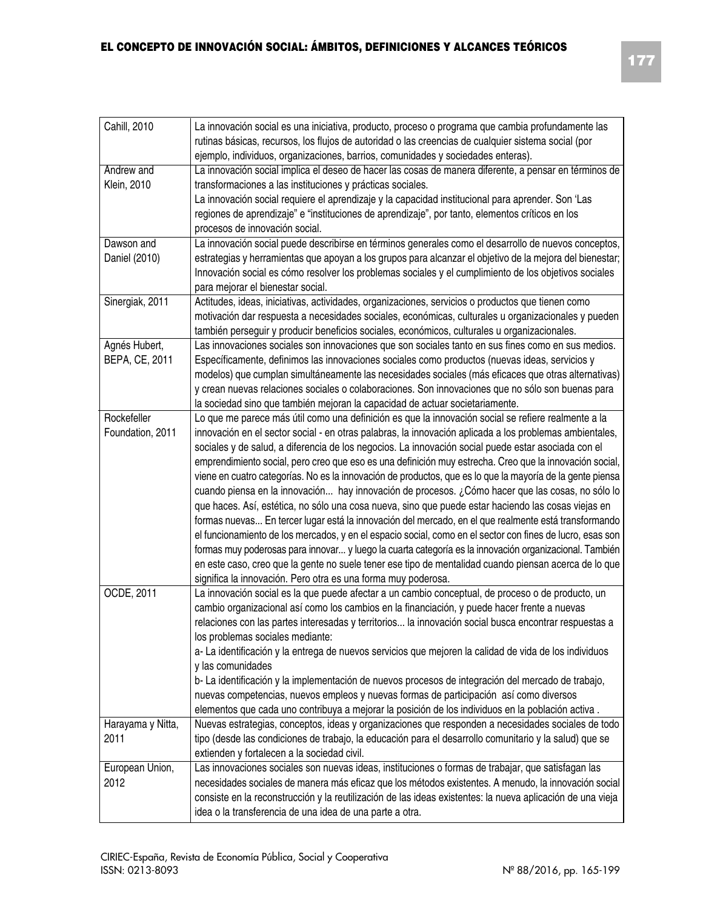| | |
|---|---|
| Cahill, 2010 | La innovación social es una iniciativa, producto, proceso o programa que cambia profundamente las rutinas básicas, recursos, los flujos de autoridad o las creencias de cualquier sistema social (por ejemplo, individuos, organizaciones, barrios, comunidades y sociedades enteras). |
| Andrew and Klein, 2010 | La innovación social implica el deseo de hacer las cosas de manera diferente, a pensar en términos de transformaciones a las instituciones y prácticas sociales. La innovación social requiere el aprendizaje y la capacidad institucional para aprender. Son 'Las regiones de aprendizaje" e "instituciones de aprendizaje", por tanto, elementos críticos en los procesos de innovación social. |
| Dawson and Daniel (2010) | La innovación social puede describirse en términos generales como el desarrollo de nuevos conceptos, estrategias y herramientas que apoyan a los grupos para alcanzar el objetivo de la mejora del bienestar; Innovación social es cómo resolver los problemas sociales y el cumplimiento de los objetivos sociales para mejorar el bienestar social. |
| Sinergiak, 2011 | Actitudes, ideas, iniciativas, actividades, organizaciones, servicios o productos que tienen como motivación dar respuesta a necesidades sociales, económicas, culturales u organizacionales y pueden también perseguir y producir beneficios sociales, económicos, culturales u organizacionales. |
| Agnés Hubert, BEPA, CE, 2011 | Las innovaciones sociales son innovaciones que son sociales tanto en sus fines como en sus medios. Específicamente, definimos las innovaciones sociales como productos (nuevas ideas, servicios y modelos) que cumplan simultáneamente las necesidades sociales (más eficaces que otras alternativas) y crean nuevas relaciones sociales o colaboraciones. Son innovaciones que no sólo son buenas para la sociedad sino que también mejoran la capacidad de actuar societariamente. |
| Rockefeller Foundation, 2011 | Lo que me parece más útil como una definición es que la innovación social se refiere realmente a la innovación en el sector social - en otras palabras, la innovación aplicada a los problemas ambientales, sociales y de salud, a diferencia de los negocios. La innovación social puede estar asociada con el emprendimiento social, pero creo que eso es una definición muy estrecha. Creo que la innovación social, viene en cuatro categorías. No es la innovación de productos, que es lo que la mayoría de la gente piensa cuando piensa en la innovación... hay innovación de procesos. ¿Cómo hacer que las cosas, no sólo lo que haces. Así, estética, no sólo una cosa nueva, sino que puede estar haciendo las cosas viejas en formas nuevas... En tercer lugar está la innovación del mercado, en el que realmente está transformando el funcionamiento de los mercados, y en el espacio social, como en el sector con fines de lucro, esas son formas muy poderosas para innovar... y luego la cuarta categoría es la innovación organizacional. También en este caso, creo que la gente no suele tener ese tipo de mentalidad cuando piensan acerca de lo que significa la innovación. Pero otra es una forma muy poderosa. |
| OCDE, 2011 | La innovación social es la que puede afectar a un cambio conceptual, de proceso o de producto, un cambio organizacional así como los cambios en la financiación, y puede hacer frente a nuevas relaciones con las partes interesadas y territorios... la innovación social busca encontrar respuestas a los problemas sociales mediante: a- La identificación y la entrega de nuevos servicios que mejoren la calidad de vida de los individuos y las comunidades b- La identificación y la implementación de nuevos procesos de integración del mercado de trabajo, nuevas competencias, nuevos empleos y nuevas formas de participación así como diversos elementos que cada uno contribuya a mejorar la posición de los individuos en la población activa . |
| Harayama y Nitta, 2011 | Nuevas estrategias, conceptos, ideas y organizaciones que responden a necesidades sociales de todo tipo (desde las condiciones de trabajo, la educación para el desarrollo comunitario y la salud) que se extienden y fortalecen a la sociedad civil. |
| European Union, 2012 | Las innovaciones sociales son nuevas ideas, instituciones o formas de trabajar, que satisfagan las necesidades sociales de manera más eficaz que los métodos existentes. A menudo, la innovación social consiste en la reconstrucción y la reutilización de las ideas existentes: la nueva aplicación de una vieja idea o la transferencia de una idea de una parte a otra. |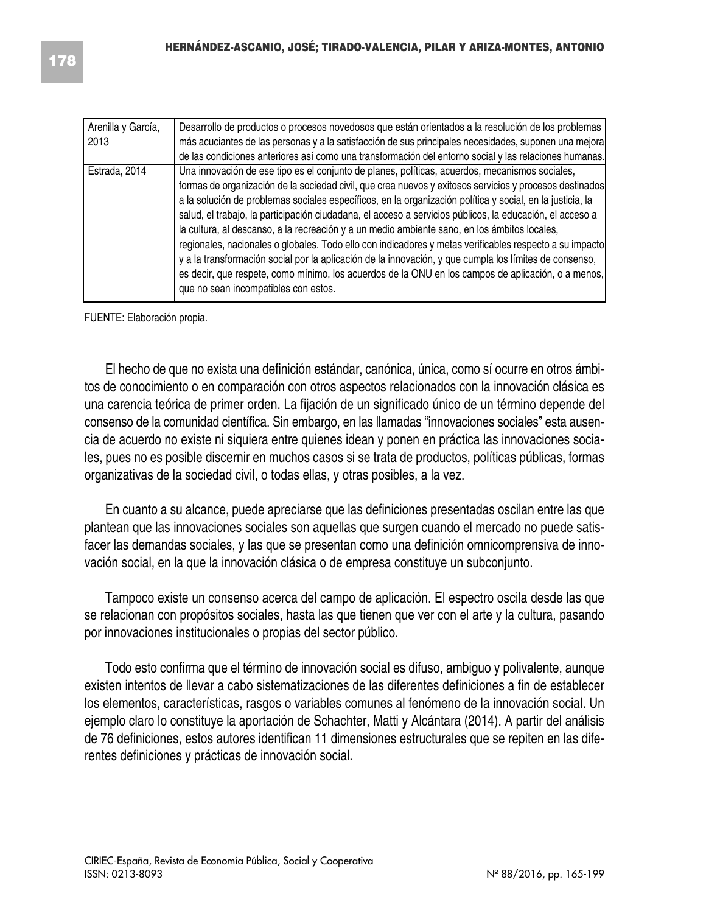| | |
|---|---|
| Arenilla y García, 2013 | Desarrollo de productos o procesos novedosos que están orientados a la resolución de los problemas más acuciantes de las personas y a la satisfacción de sus principales necesidades, suponen una mejora de las condiciones anteriores así como una transformación del entorno social y las relaciones humanas. |
| Estrada, 2014 | Una innovación de ese tipo es el conjunto de planes, políticas, acuerdos, mecanismos sociales, formas de organización de la sociedad civil, que crea nuevos y exitosos servicios y procesos destinados a la solución de problemas sociales específicos, en la organización política y social, en la justicia, la salud, el trabajo, la participación ciudadana, el acceso a servicios públicos, la educación, el acceso a la cultura, al descanso, a la recreación y a un medio ambiente sano, en los ámbitos locales, regionales, nacionales o globales. Todo ello con indicadores y metas verificables respecto a su impacto y a la transformación social por la aplicación de la innovación, y que cumpla los límites de consenso, es decir, que respete, como mínimo, los acuerdos de la ONU en los campos de aplicación, o a menos, que no sean incompatibles con estos. |

FUENTE: Elaboración propia.

El hecho de que no exista una definición estándar, canónica, única, como sí ocurre en otros ámbitos de conocimiento o en comparación con otros aspectos relacionados con la innovación clásica es una carencia teórica de primer orden. La fijación de un significado único de un término depende del consenso de la comunidad científica. Sin embargo, en las llamadas "innovaciones sociales" esta ausencia de acuerdo no existe ni siquiera entre quienes idean y ponen en práctica las innovaciones sociales, pues no es posible discernir en muchos casos si se trata de productos, políticas públicas, formas organizativas de la sociedad civil, o todas ellas, y otras posibles, a la vez.

En cuanto a su alcance, puede apreciarse que las definiciones presentadas oscilan entre las que plantean que las innovaciones sociales son aquellas que surgen cuando el mercado no puede satisfacer las demandas sociales, y las que se presentan como una definición omnicomprensiva de innovación social, en la que la innovación clásica o de empresa constituye un subconjunto.

Tampoco existe un consenso acerca del campo de aplicación. El espectro oscila desde las que se relacionan con propósitos sociales, hasta las que tienen que ver con el arte y la cultura, pasando por innovaciones institucionales o propias del sector público.

Todo esto confirma que el término de innovación social es difuso, ambiguo y polivalente, aunque existen intentos de llevar a cabo sistematizaciones de las diferentes definiciones a fin de establecer los elementos, características, rasgos o variables comunes al fenómeno de la innovación social. Un ejemplo claro lo constituye la aportación de Schachter, Matti y Alcántara (2014). A partir del análisis de 76 definiciones, estos autores identifican 11 dimensiones estructurales que se repiten en las diferentes definiciones y prácticas de innovación social.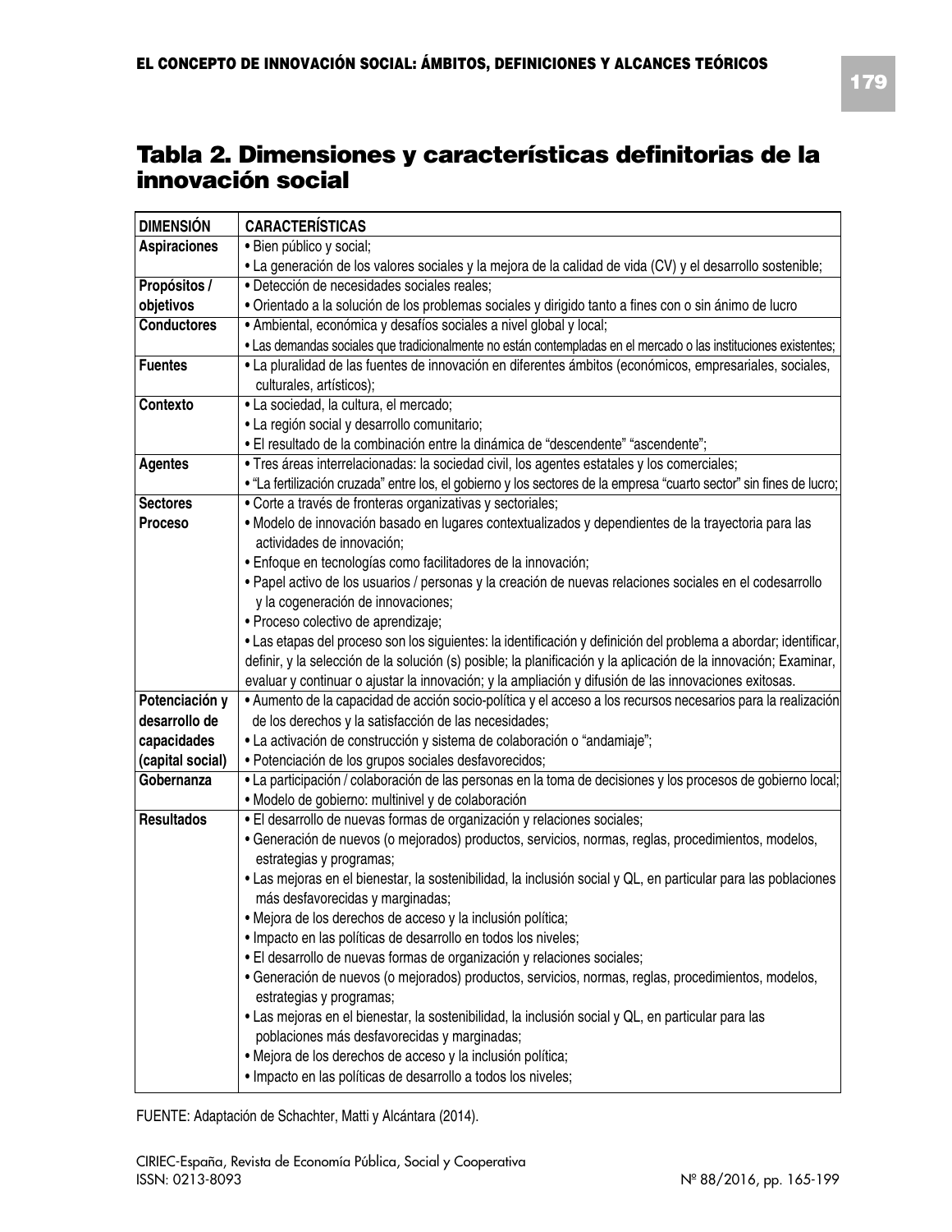## Tabla 2. Dimensiones y características definitorias de la innovación social

| DIMENSIÓN | CARACTERÍSTICAS |
|---|---|
| **Aspiraciones** | • Bien público y social;<br>• La generación de los valores sociales y la mejora de la calidad de vida (CV) y el desarrollo sostenible; |
| **Propósitos / objetivos** | • Detección de necesidades sociales reales;<br>• Orientado a la solución de los problemas sociales y dirigido tanto a fines con o sin ánimo de lucro |
| **Conductores** | • Ambiental, económica y desafíos sociales a nivel global y local;<br>• Las demandas sociales que tradicionalmente no están contempladas en el mercado o las instituciones existentes; |
| **Fuentes** | • La pluralidad de las fuentes de innovación en diferentes ámbitos (económicos, empresariales, sociales, culturales, artísticos); |
| **Contexto** | • La sociedad, la cultura, el mercado;<br>• La región social y desarrollo comunitario;<br>• El resultado de la combinación entre la dinámica de "descendente" "ascendente"; |
| **Agentes** | • Tres áreas interrelacionadas: la sociedad civil, los agentes estatales y los comerciales;<br>• "La fertilización cruzada" entre los, el gobierno y los sectores de la empresa "cuarto sector" sin fines de lucro; |
| **Sectores** | • Corte a través de fronteras organizativas y sectoriales; |
| **Proceso** | • Modelo de innovación basado en lugares contextualizados y dependientes de la trayectoria para las actividades de innovación;<br>• Enfoque en tecnologías como facilitadores de la innovación;<br>• Papel activo de los usuarios / personas y la creación de nuevas relaciones sociales en el codesarrollo y la cogeneración de innovaciones;<br>• Proceso colectivo de aprendizaje;<br>• Las etapas del proceso son los siguientes: la identificación y definición del problema a abordar; identificar, definir, y la selección de la solución (s) posible; la planificación y la aplicación de la innovación; Examinar, evaluar y continuar o ajustar la innovación; y la ampliación y difusión de las innovaciones exitosas. |
| **Potenciación y desarrollo de capacidades (capital social)** | • Aumento de la capacidad de acción socio-política y el acceso a los recursos necesarios para la realización de los derechos y la satisfacción de las necesidades;<br>• La activación de construcción y sistema de colaboración o "andamiaje";<br>• Potenciación de los grupos sociales desfavorecidos; |
| **Gobernanza** | • La participación / colaboración de las personas en la toma de decisiones y los procesos de gobierno local;<br>• Modelo de gobierno: multinivel y de colaboración |
| **Resultados** | • El desarrollo de nuevas formas de organización y relaciones sociales;<br>• Generación de nuevos (o mejorados) productos, servicios, normas, reglas, procedimientos, modelos, estrategias y programas;<br>• Las mejoras en el bienestar, la sostenibilidad, la inclusión social y QL, en particular para las poblaciones más desfavorecidas y marginadas;<br>• Mejora de los derechos de acceso y la inclusión política;<br>• Impacto en las políticas de desarrollo en todos los niveles;<br>• El desarrollo de nuevas formas de organización y relaciones sociales;<br>• Generación de nuevos (o mejorados) productos, servicios, normas, reglas, procedimientos, modelos, estrategias y programas;<br>• Las mejoras en el bienestar, la sostenibilidad, la inclusión social y QL, en particular para las poblaciones más desfavorecidas y marginadas;<br>• Mejora de los derechos de acceso y la inclusión política;<br>• Impacto en las políticas de desarrollo a todos los niveles; |

FUENTE: Adaptación de Schachter, Matti y Alcántara (2014).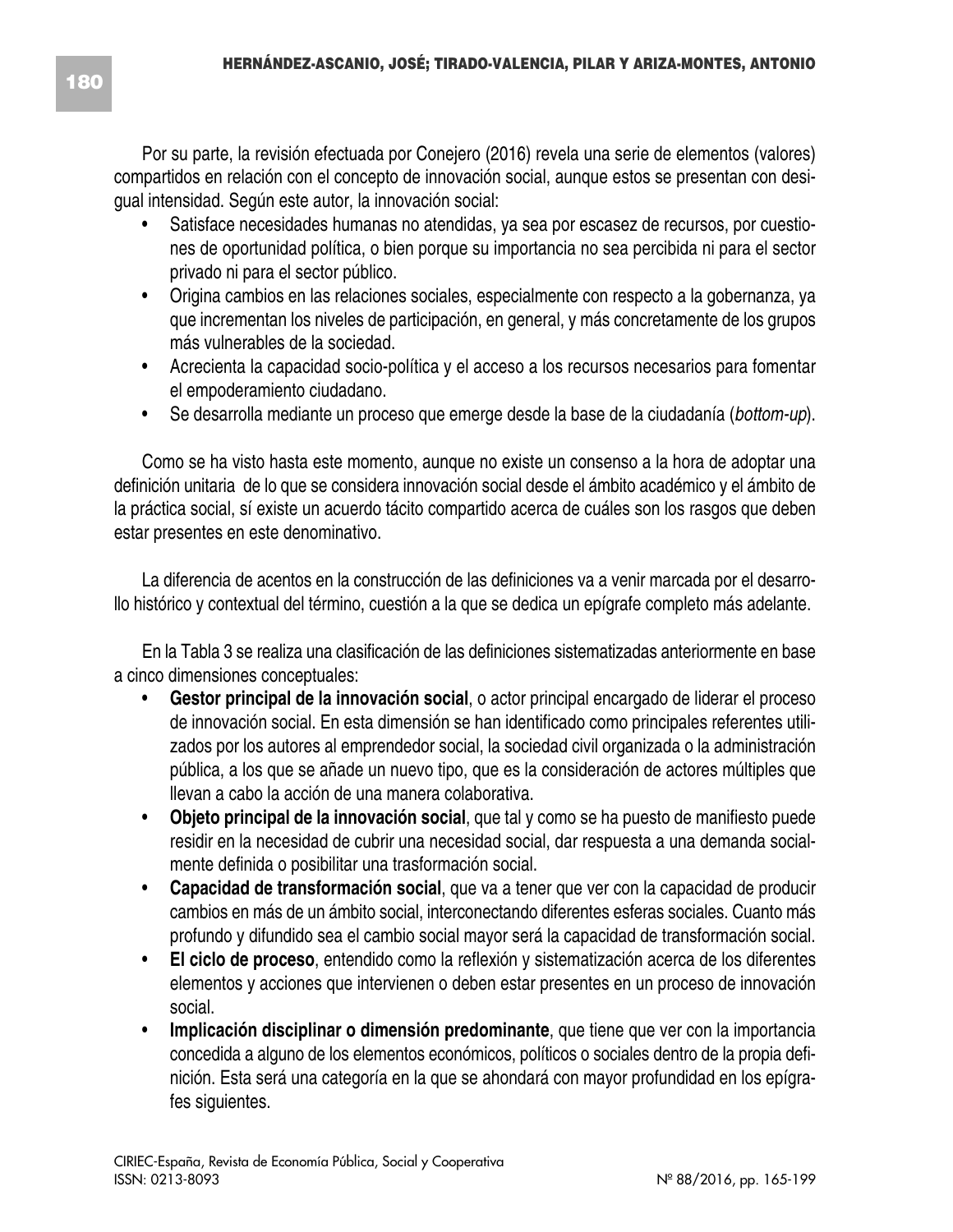Por su parte, la revisión efectuada por Conejero (2016) revela una serie de elementos (valores) compartidos en relación con el concepto de innovación social, aunque estos se presentan con desigual intensidad. Según este autor, la innovación social:

- Satisface necesidades humanas no atendidas, ya sea por escasez de recursos, por cuestiones de oportunidad política, o bien porque su importancia no sea percibida ni para el sector privado ni para el sector público.
- Origina cambios en las relaciones sociales, especialmente con respecto a la gobernanza, ya que incrementan los niveles de participación, en general, y más concretamente de los grupos más vulnerables de la sociedad.
- Acrecienta la capacidad socio-política y el acceso a los recursos necesarios para fomentar el empoderamiento ciudadano.
- Se desarrolla mediante un proceso que emerge desde la base de la ciudadanía (*bottom-up*).

Como se ha visto hasta este momento, aunque no existe un consenso a la hora de adoptar una definición unitaria de lo que se considera innovación social desde el ámbito académico y el ámbito de la práctica social, sí existe un acuerdo tácito compartido acerca de cuáles son los rasgos que deben estar presentes en este denominativo.

La diferencia de acentos en la construcción de las definiciones va a venir marcada por el desarrollo histórico y contextual del término, cuestión a la que se dedica un epígrafe completo más adelante.

En la Tabla 3 se realiza una clasificación de las definiciones sistematizadas anteriormente en base a cinco dimensiones conceptuales:

- **Gestor principal de la innovación social**, o actor principal encargado de liderar el proceso de innovación social. En esta dimensión se han identificado como principales referentes utilizados por los autores al emprendedor social, la sociedad civil organizada o la administración pública, a los que se añade un nuevo tipo, que es la consideración de actores múltiples que llevan a cabo la acción de una manera colaborativa.
- **Objeto principal de la innovación social**, que tal y como se ha puesto de manifiesto puede residir en la necesidad de cubrir una necesidad social, dar respuesta a una demanda socialmente definida o posibilitar una trasformación social.
- **Capacidad de transformación social**, que va a tener que ver con la capacidad de producir cambios en más de un ámbito social, interconectando diferentes esferas sociales. Cuanto más profundo y difundido sea el cambio social mayor será la capacidad de transformación social.
- **El ciclo de proceso**, entendido como la reflexión y sistematización acerca de los diferentes elementos y acciones que intervienen o deben estar presentes en un proceso de innovación social.
- **Implicación disciplinar o dimensión predominante**, que tiene que ver con la importancia concedida a alguno de los elementos económicos, políticos o sociales dentro de la propia definición. Esta será una categoría en la que se ahondará con mayor profundidad en los epígrafes siguientes.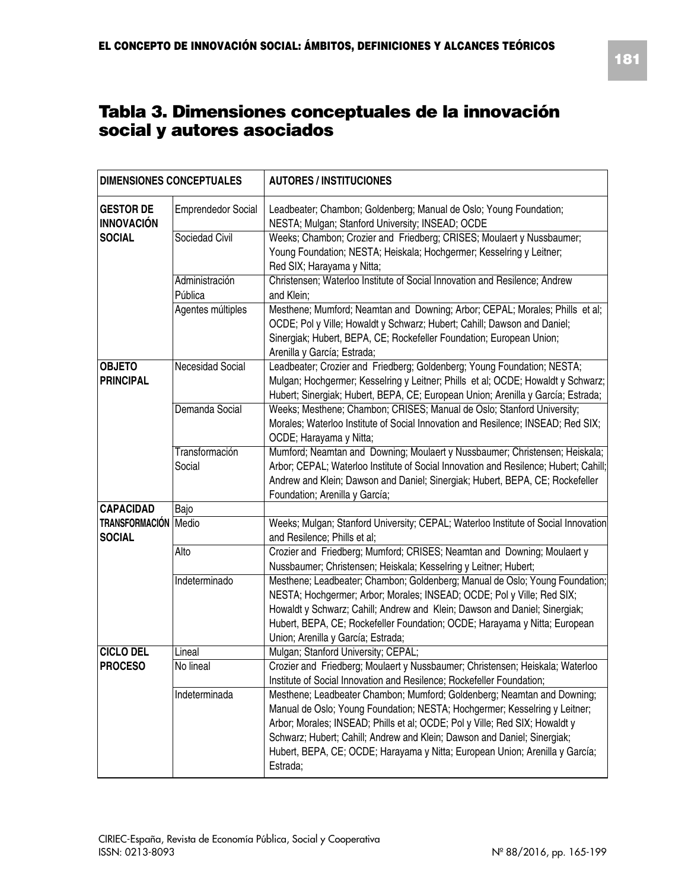## Tabla 3. Dimensiones conceptuales de la innovación social y autores asociados

| DIMENSIONES CONCEPTUALES | | AUTORES / INSTITUCIONES |
|---|---|---|
| **GESTOR DE INNOVACIÓN SOCIAL** | Emprendedor Social | Leadbeater; Chambon; Goldenberg; Manual de Oslo; Young Foundation; NESTA; Mulgan; Stanford University; INSEAD; OCDE |
| | Sociedad Civil | Weeks; Chambon; Crozier and Friedberg; CRISES; Moulaert y Nussbaumer; Young Foundation; NESTA; Heiskala; Hochgermer; Kesselring y Leitner; Red SIX; Harayama y Nitta; |
| | Administración Pública | Christensen; Waterloo Institute of Social Innovation and Resilence; Andrew and Klein; |
| | Agentes múltiples | Mesthene; Mumford; Neamtan and Downing; Arbor; CEPAL; Morales; Phills et al; OCDE; Pol y Ville; Howaldt y Schwarz; Hubert; Cahill; Dawson and Daniel; Sinergiak; Hubert, BEPA, CE; Rockefeller Foundation; European Union; Arenilla y García; Estrada; |
| **OBJETO PRINCIPAL** | Necesidad Social | Leadbeater; Crozier and Friedberg; Goldenberg; Young Foundation; NESTA; Mulgan; Hochgermer; Kesselring y Leitner; Phills et al; OCDE; Howaldt y Schwarz; Hubert; Sinergiak; Hubert, BEPA, CE; European Union; Arenilla y García; Estrada; |
| | Demanda Social | Weeks; Mesthene; Chambon; CRISES; Manual de Oslo; Stanford University; Morales; Waterloo Institute of Social Innovation and Resilence; INSEAD; Red SIX; OCDE; Harayama y Nitta; |
| | Transformación Social | Mumford; Neamtan and Downing; Moulaert y Nussbaumer; Christensen; Heiskala; Arbor; CEPAL; Waterloo Institute of Social Innovation and Resilence; Hubert; Cahill; Andrew and Klein; Dawson and Daniel; Sinergiak; Hubert, BEPA, CE; Rockefeller Foundation; Arenilla y García; |
| **CAPACIDAD TRANSFORMACIÓN SOCIAL** | Bajo | |
| | Medio | Weeks; Mulgan; Stanford University; CEPAL; Waterloo Institute of Social Innovation and Resilence; Phills et al; |
| | Alto | Crozier and Friedberg; Mumford; CRISES; Neamtan and Downing; Moulaert y Nussbaumer; Christensen; Heiskala; Kesselring y Leitner; Hubert; |
| | Indeterminado | Mesthene; Leadbeater; Chambon; Goldenberg; Manual de Oslo; Young Foundation; NESTA; Hochgermer; Arbor; Morales; INSEAD; OCDE; Pol y Ville; Red SIX; Howaldt y Schwarz; Cahill; Andrew and Klein; Dawson and Daniel; Sinergiak; Hubert, BEPA, CE; Rockefeller Foundation; OCDE; Harayama y Nitta; European Union; Arenilla y García; Estrada; |
| **CICLO DEL PROCESO** | Lineal | Mulgan; Stanford University; CEPAL; |
| | No lineal | Crozier and Friedberg; Moulaert y Nussbaumer; Christensen; Heiskala; Waterloo Institute of Social Innovation and Resilence; Rockefeller Foundation; |
| | Indeterminada | Mesthene; Leadbeater Chambon; Mumford; Goldenberg; Neamtan and Downing; Manual de Oslo; Young Foundation; NESTA; Hochgermer; Kesselring y Leitner; Arbor; Morales; INSEAD; Phills et al; OCDE; Pol y Ville; Red SIX; Howaldt y Schwarz; Hubert; Cahill; Andrew and Klein; Dawson and Daniel; Sinergiak; Hubert, BEPA, CE; OCDE; Harayama y Nitta; European Union; Arenilla y García; Estrada; |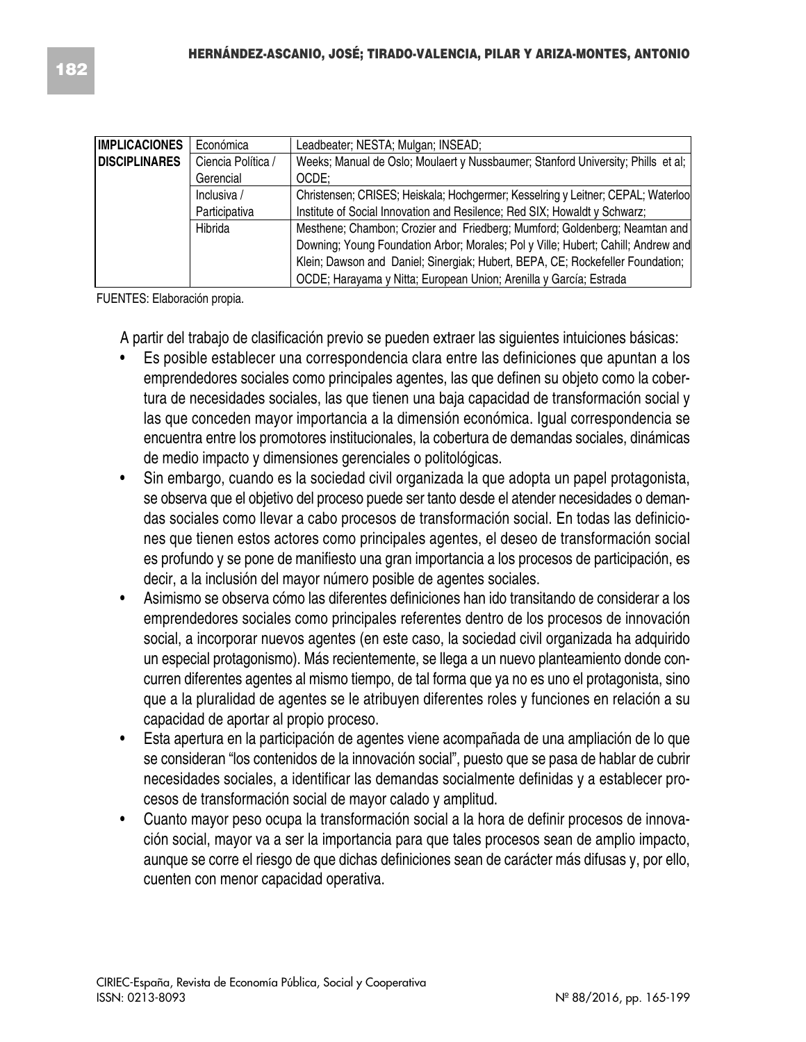| IMPLICACIONES DISCIPLINARES | Económica | Leadbeater; NESTA; Mulgan; INSEAD; |
|---|---|---|
| | Ciencia Política / Gerencial | Weeks; Manual de Oslo; Moulaert y Nussbaumer; Stanford University; Phills et al; OCDE; |
| | Inclusiva / Participativa | Christensen; CRISES; Heiskala; Hochgermer; Kesselring y Leitner; CEPAL; Waterloo Institute of Social Innovation and Resilence; Red SIX; Howaldt y Schwarz; |
| | Hibrida | Mesthene; Chambon; Crozier and Friedberg; Mumford; Goldenberg; Neamtan and Downing; Young Foundation Arbor; Morales; Pol y Ville; Hubert; Cahill; Andrew and Klein; Dawson and Daniel; Sinergiak; Hubert, BEPA, CE; Rockefeller Foundation; OCDE; Harayama y Nitta; European Union; Arenilla y García; Estrada |

FUENTES: Elaboración propia.

A partir del trabajo de clasificación previo se pueden extraer las siguientes intuiciones básicas:

- Es posible establecer una correspondencia clara entre las definiciones que apuntan a los emprendedores sociales como principales agentes, las que definen su objeto como la cobertura de necesidades sociales, las que tienen una baja capacidad de transformación social y las que conceden mayor importancia a la dimensión económica. Igual correspondencia se encuentra entre los promotores institucionales, la cobertura de demandas sociales, dinámicas de medio impacto y dimensiones gerenciales o politológicas.
- Sin embargo, cuando es la sociedad civil organizada la que adopta un papel protagonista, se observa que el objetivo del proceso puede ser tanto desde el atender necesidades o demandas sociales como llevar a cabo procesos de transformación social. En todas las definiciones que tienen estos actores como principales agentes, el deseo de transformación social es profundo y se pone de manifiesto una gran importancia a los procesos de participación, es decir, a la inclusión del mayor número posible de agentes sociales.
- Asimismo se observa cómo las diferentes definiciones han ido transitando de considerar a los emprendedores sociales como principales referentes dentro de los procesos de innovación social, a incorporar nuevos agentes (en este caso, la sociedad civil organizada ha adquirido un especial protagonismo). Más recientemente, se llega a un nuevo planteamiento donde concurren diferentes agentes al mismo tiempo, de tal forma que ya no es uno el protagonista, sino que a la pluralidad de agentes se le atribuyen diferentes roles y funciones en relación a su capacidad de aportar al propio proceso.
- Esta apertura en la participación de agentes viene acompañada de una ampliación de lo que se consideran "los contenidos de la innovación social", puesto que se pasa de hablar de cubrir necesidades sociales, a identificar las demandas socialmente definidas y a establecer procesos de transformación social de mayor calado y amplitud.
- Cuanto mayor peso ocupa la transformación social a la hora de definir procesos de innovación social, mayor va a ser la importancia para que tales procesos sean de amplio impacto, aunque se corre el riesgo de que dichas definiciones sean de carácter más difusas y, por ello, cuenten con menor capacidad operativa.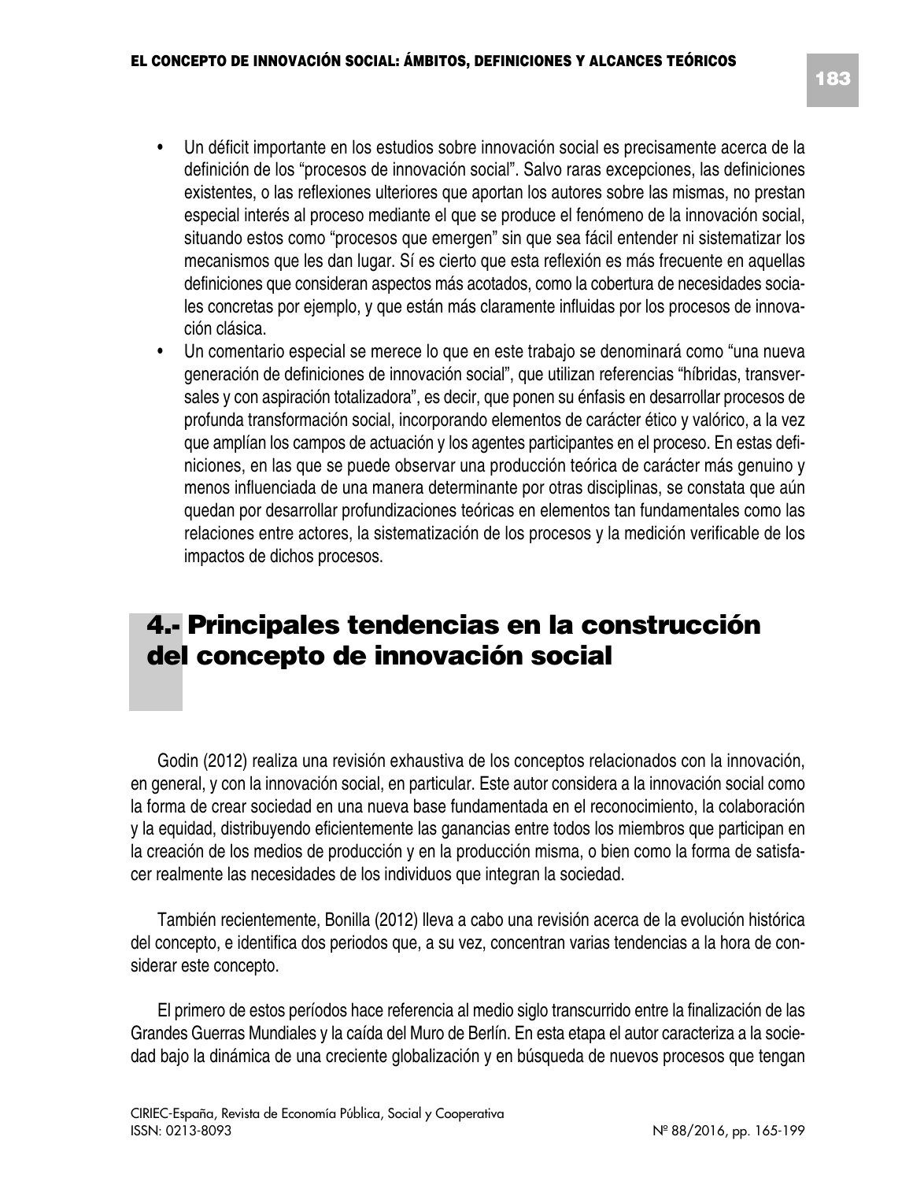- Un déficit importante en los estudios sobre innovación social es precisamente acerca de la definición de los "procesos de innovación social". Salvo raras excepciones, las definiciones existentes, o las reflexiones ulteriores que aportan los autores sobre las mismas, no prestan especial interés al proceso mediante el que se produce el fenómeno de la innovación social, situando estos como "procesos que emergen" sin que sea fácil entender ni sistematizar los mecanismos que les dan lugar. Sí es cierto que esta reflexión es más frecuente en aquellas definiciones que consideran aspectos más acotados, como la cobertura de necesidades sociales concretas por ejemplo, y que están más claramente influidas por los procesos de innovación clásica.
- Un comentario especial se merece lo que en este trabajo se denominará como "una nueva generación de definiciones de innovación social", que utilizan referencias "híbridas, transversales y con aspiración totalizadora", es decir, que ponen su énfasis en desarrollar procesos de profunda transformación social, incorporando elementos de carácter ético y valórico, a la vez que amplían los campos de actuación y los agentes participantes en el proceso. En estas definiciones, en las que se puede observar una producción teórica de carácter más genuino y menos influenciada de una manera determinante por otras disciplinas, se constata que aún quedan por desarrollar profundizaciones teóricas en elementos tan fundamentales como las relaciones entre actores, la sistematización de los procesos y la medición verificable de los impactos de dichos procesos.

## 4.- Principales tendencias en la construcción del concepto de innovación social

Godin (2012) realiza una revisión exhaustiva de los conceptos relacionados con la innovación, en general, y con la innovación social, en particular. Este autor considera a la innovación social como la forma de crear sociedad en una nueva base fundamentada en el reconocimiento, la colaboración y la equidad, distribuyendo eficientemente las ganancias entre todos los miembros que participan en la creación de los medios de producción y en la producción misma, o bien como la forma de satisfacer realmente las necesidades de los individuos que integran la sociedad.

También recientemente, Bonilla (2012) lleva a cabo una revisión acerca de la evolución histórica del concepto, e identifica dos periodos que, a su vez, concentran varias tendencias a la hora de considerar este concepto.

El primero de estos períodos hace referencia al medio siglo transcurrido entre la finalización de las Grandes Guerras Mundiales y la caída del Muro de Berlín. En esta etapa el autor caracteriza a la sociedad bajo la dinámica de una creciente globalización y en búsqueda de nuevos procesos que tengan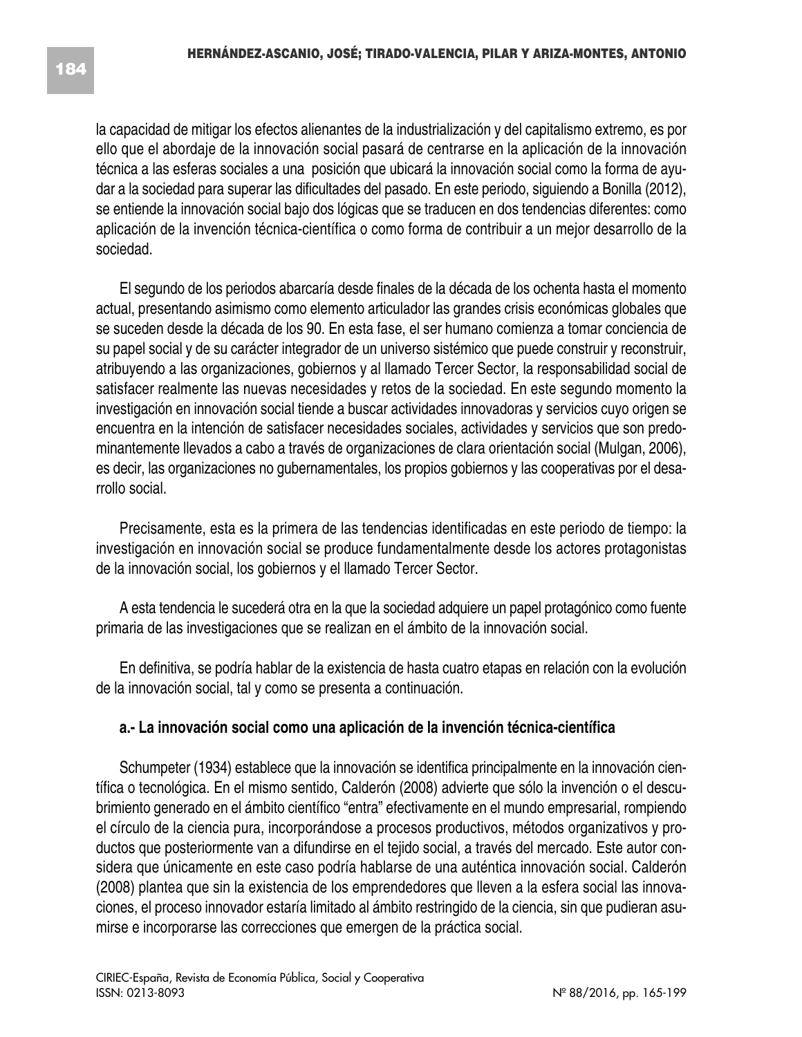la capacidad de mitigar los efectos alienantes de la industrialización y del capitalismo extremo, es por ello que el abordaje de la innovación social pasará de centrarse en la aplicación de la innovación técnica a las esferas sociales a una posición que ubicará la innovación social como la forma de ayudar a la sociedad para superar las dificultades del pasado. En este periodo, siguiendo a Bonilla (2012), se entiende la innovación social bajo dos lógicas que se traducen en dos tendencias diferentes: como aplicación de la invención técnica-científica o como forma de contribuir a un mejor desarrollo de la sociedad.

El segundo de los periodos abarcaría desde finales de la década de los ochenta hasta el momento actual, presentando asimismo como elemento articulador las grandes crisis económicas globales que se suceden desde la década de los 90. En esta fase, el ser humano comienza a tomar conciencia de su papel social y de su carácter integrador de un universo sistémico que puede construir y reconstruir, atribuyendo a las organizaciones, gobiernos y al llamado Tercer Sector, la responsabilidad social de satisfacer realmente las nuevas necesidades y retos de la sociedad. En este segundo momento la investigación en innovación social tiende a buscar actividades innovadoras y servicios cuyo origen se encuentra en la intención de satisfacer necesidades sociales, actividades y servicios que son predominantemente llevados a cabo a través de organizaciones de clara orientación social (Mulgan, 2006), es decir, las organizaciones no gubernamentales, los propios gobiernos y las cooperativas por el desarrollo social.

Precisamente, esta es la primera de las tendencias identificadas en este periodo de tiempo: la investigación en innovación social se produce fundamentalmente desde los actores protagonistas de la innovación social, los gobiernos y el llamado Tercer Sector.

A esta tendencia le sucederá otra en la que la sociedad adquiere un papel protagónico como fuente primaria de las investigaciones que se realizan en el ámbito de la innovación social.

En definitiva, se podría hablar de la existencia de hasta cuatro etapas en relación con la evolución de la innovación social, tal y como se presenta a continuación.

### a.- La innovación social como una aplicación de la invención técnica-científica

Schumpeter (1934) establece que la innovación se identifica principalmente en la innovación científica o tecnológica. En el mismo sentido, Calderón (2008) advierte que sólo la invención o el descubrimiento generado en el ámbito científico "entra" efectivamente en el mundo empresarial, rompiendo el círculo de la ciencia pura, incorporándose a procesos productivos, métodos organizativos y productos que posteriormente van a difundirse en el tejido social, a través del mercado. Este autor considera que únicamente en este caso podría hablarse de una auténtica innovación social. Calderón (2008) plantea que sin la existencia de los emprendedores que lleven a la esfera social las innovaciones, el proceso innovador estaría limitado al ámbito restringido de la ciencia, sin que pudieran asumirse e incorporarse las correcciones que emergen de la práctica social.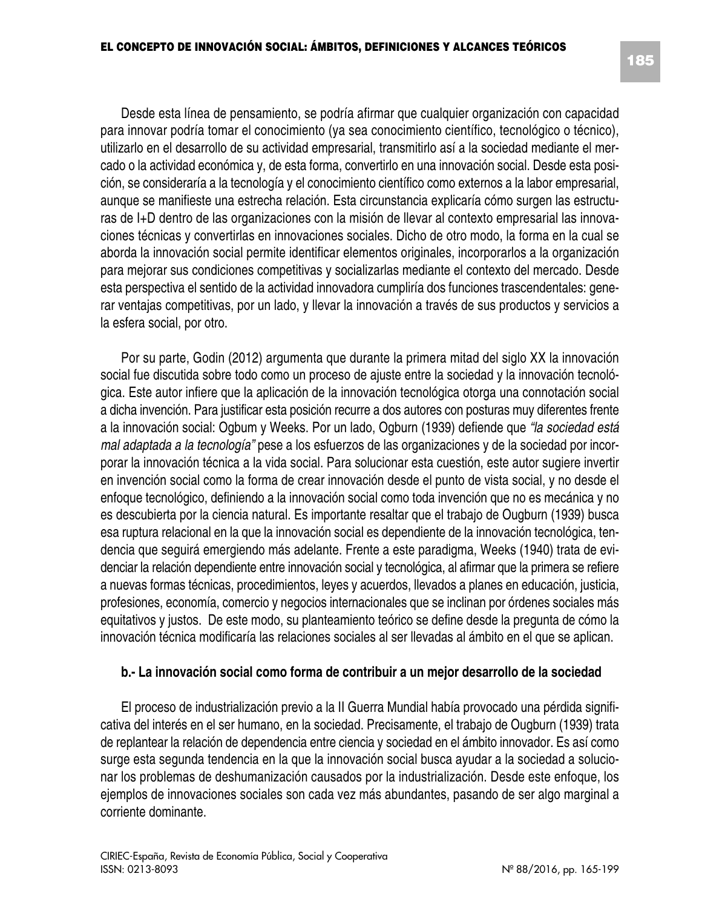Desde esta línea de pensamiento, se podría afirmar que cualquier organización con capacidad para innovar podría tomar el conocimiento (ya sea conocimiento científico, tecnológico o técnico), utilizarlo en el desarrollo de su actividad empresarial, transmitirlo así a la sociedad mediante el mercado o la actividad económica y, de esta forma, convertirlo en una innovación social. Desde esta posición, se consideraría a la tecnología y el conocimiento científico como externos a la labor empresarial, aunque se manifieste una estrecha relación. Esta circunstancia explicaría cómo surgen las estructuras de I+D dentro de las organizaciones con la misión de llevar al contexto empresarial las innovaciones técnicas y convertirlas en innovaciones sociales. Dicho de otro modo, la forma en la cual se aborda la innovación social permite identificar elementos originales, incorporarlos a la organización para mejorar sus condiciones competitivas y socializarlas mediante el contexto del mercado. Desde esta perspectiva el sentido de la actividad innovadora cumpliría dos funciones trascendentales: generar ventajas competitivas, por un lado, y llevar la innovación a través de sus productos y servicios a la esfera social, por otro.

Por su parte, Godin (2012) argumenta que durante la primera mitad del siglo XX la innovación social fue discutida sobre todo como un proceso de ajuste entre la sociedad y la innovación tecnológica. Este autor infiere que la aplicación de la innovación tecnológica otorga una connotación social a dicha invención. Para justificar esta posición recurre a dos autores con posturas muy diferentes frente a la innovación social: Ogbum y Weeks. Por un lado, Ogburn (1939) defiende que *"la sociedad está mal adaptada a la tecnología"* pese a los esfuerzos de las organizaciones y de la sociedad por incorporar la innovación técnica a la vida social. Para solucionar esta cuestión, este autor sugiere invertir en invención social como la forma de crear innovación desde el punto de vista social, y no desde el enfoque tecnológico, definiendo a la innovación social como toda invención que no es mecánica y no es descubierta por la ciencia natural. Es importante resaltar que el trabajo de Ougburn (1939) busca esa ruptura relacional en la que la innovación social es dependiente de la innovación tecnológica, tendencia que seguirá emergiendo más adelante. Frente a este paradigma, Weeks (1940) trata de evidenciar la relación dependiente entre innovación social y tecnológica, al afirmar que la primera se refiere a nuevas formas técnicas, procedimientos, leyes y acuerdos, llevados a planes en educación, justicia, profesiones, economía, comercio y negocios internacionales que se inclinan por órdenes sociales más equitativos y justos. De este modo, su planteamiento teórico se define desde la pregunta de cómo la innovación técnica modificaría las relaciones sociales al ser llevadas al ámbito en el que se aplican.

### b.- La innovación social como forma de contribuir a un mejor desarrollo de la sociedad

El proceso de industrialización previo a la II Guerra Mundial había provocado una pérdida significativa del interés en el ser humano, en la sociedad. Precisamente, el trabajo de Ougburn (1939) trata de replantear la relación de dependencia entre ciencia y sociedad en el ámbito innovador. Es así como surge esta segunda tendencia en la que la innovación social busca ayudar a la sociedad a solucionar los problemas de deshumanización causados por la industrialización. Desde este enfoque, los ejemplos de innovaciones sociales son cada vez más abundantes, pasando de ser algo marginal a corriente dominante.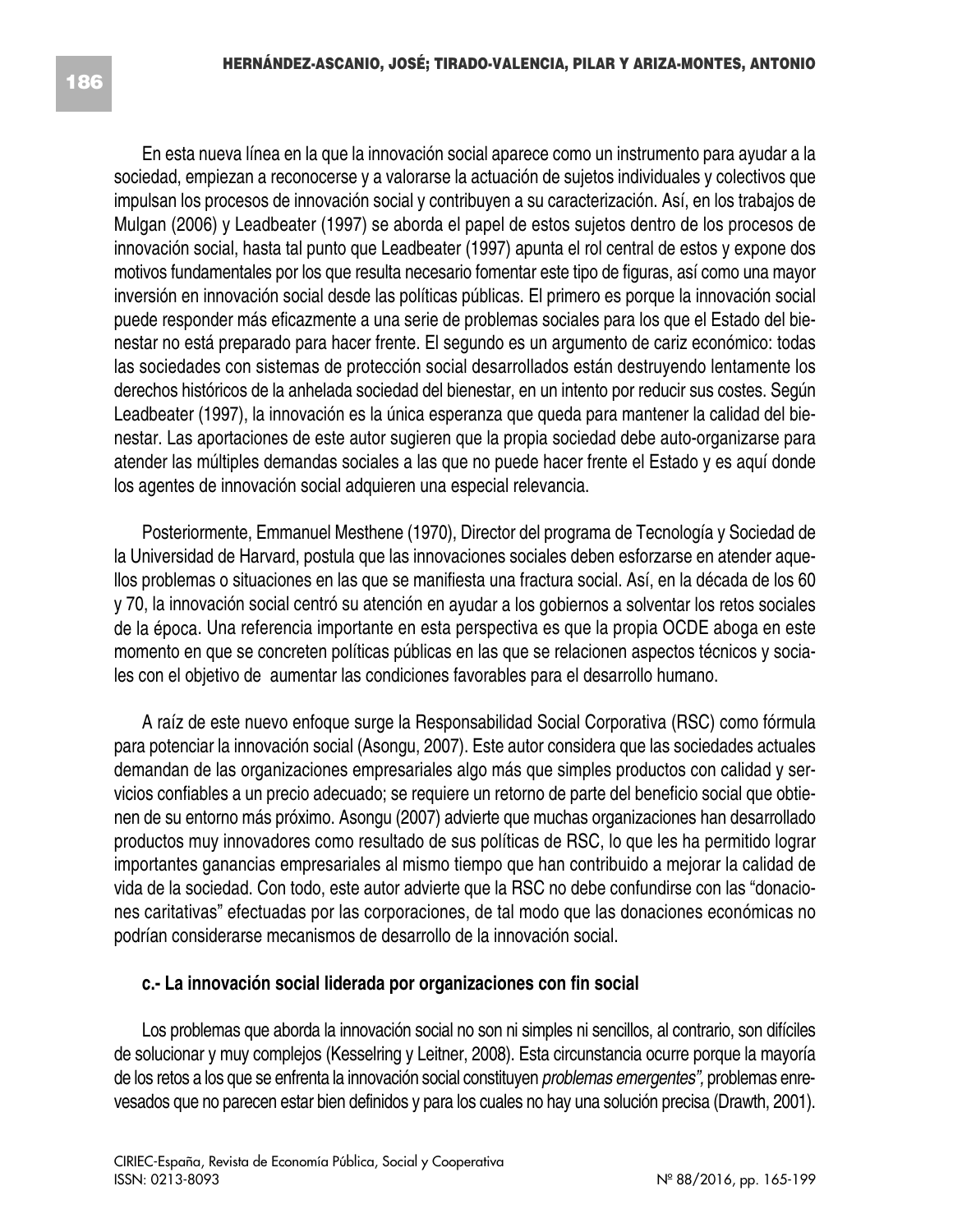En esta nueva línea en la que la innovación social aparece como un instrumento para ayudar a la sociedad, empiezan a reconocerse y a valorarse la actuación de sujetos individuales y colectivos que impulsan los procesos de innovación social y contribuyen a su caracterización. Así, en los trabajos de Mulgan (2006) y Leadbeater (1997) se aborda el papel de estos sujetos dentro de los procesos de innovación social, hasta tal punto que Leadbeater (1997) apunta el rol central de estos y expone dos motivos fundamentales por los que resulta necesario fomentar este tipo de figuras, así como una mayor inversión en innovación social desde las políticas públicas. El primero es porque la innovación social puede responder más eficazmente a una serie de problemas sociales para los que el Estado del bienestar no está preparado para hacer frente. El segundo es un argumento de cariz económico: todas las sociedades con sistemas de protección social desarrollados están destruyendo lentamente los derechos históricos de la anhelada sociedad del bienestar, en un intento por reducir sus costes. Según Leadbeater (1997), la innovación es la única esperanza que queda para mantener la calidad del bienestar. Las aportaciones de este autor sugieren que la propia sociedad debe auto-organizarse para atender las múltiples demandas sociales a las que no puede hacer frente el Estado y es aquí donde los agentes de innovación social adquieren una especial relevancia.

Posteriormente, Emmanuel Mesthene (1970), Director del programa de Tecnología y Sociedad de la Universidad de Harvard, postula que las innovaciones sociales deben esforzarse en atender aquellos problemas o situaciones en las que se manifiesta una fractura social. Así, en la década de los 60 y 70, la innovación social centró su atención en ayudar a los gobiernos a solventar los retos sociales de la época. Una referencia importante en esta perspectiva es que la propia OCDE aboga en este momento en que se concreten políticas públicas en las que se relacionen aspectos técnicos y sociales con el objetivo de aumentar las condiciones favorables para el desarrollo humano.

A raíz de este nuevo enfoque surge la Responsabilidad Social Corporativa (RSC) como fórmula para potenciar la innovación social (Asongu, 2007). Este autor considera que las sociedades actuales demandan de las organizaciones empresariales algo más que simples productos con calidad y servicios confiables a un precio adecuado; se requiere un retorno de parte del beneficio social que obtienen de su entorno más próximo. Asongu (2007) advierte que muchas organizaciones han desarrollado productos muy innovadores como resultado de sus políticas de RSC, lo que les ha permitido lograr importantes ganancias empresariales al mismo tiempo que han contribuido a mejorar la calidad de vida de la sociedad. Con todo, este autor advierte que la RSC no debe confundirse con las "donaciones caritativas" efectuadas por las corporaciones, de tal modo que las donaciones económicas no podrían considerarse mecanismos de desarrollo de la innovación social.

#### c.- La innovación social liderada por organizaciones con fin social

Los problemas que aborda la innovación social no son ni simples ni sencillos, al contrario, son difíciles de solucionar y muy complejos (Kesselring y Leitner, 2008). Esta circunstancia ocurre porque la mayoría de los retos a los que se enfrenta la innovación social constituyen *problemas emergentes",* problemas enrevesados que no parecen estar bien definidos y para los cuales no hay una solución precisa (Drawth, 2001).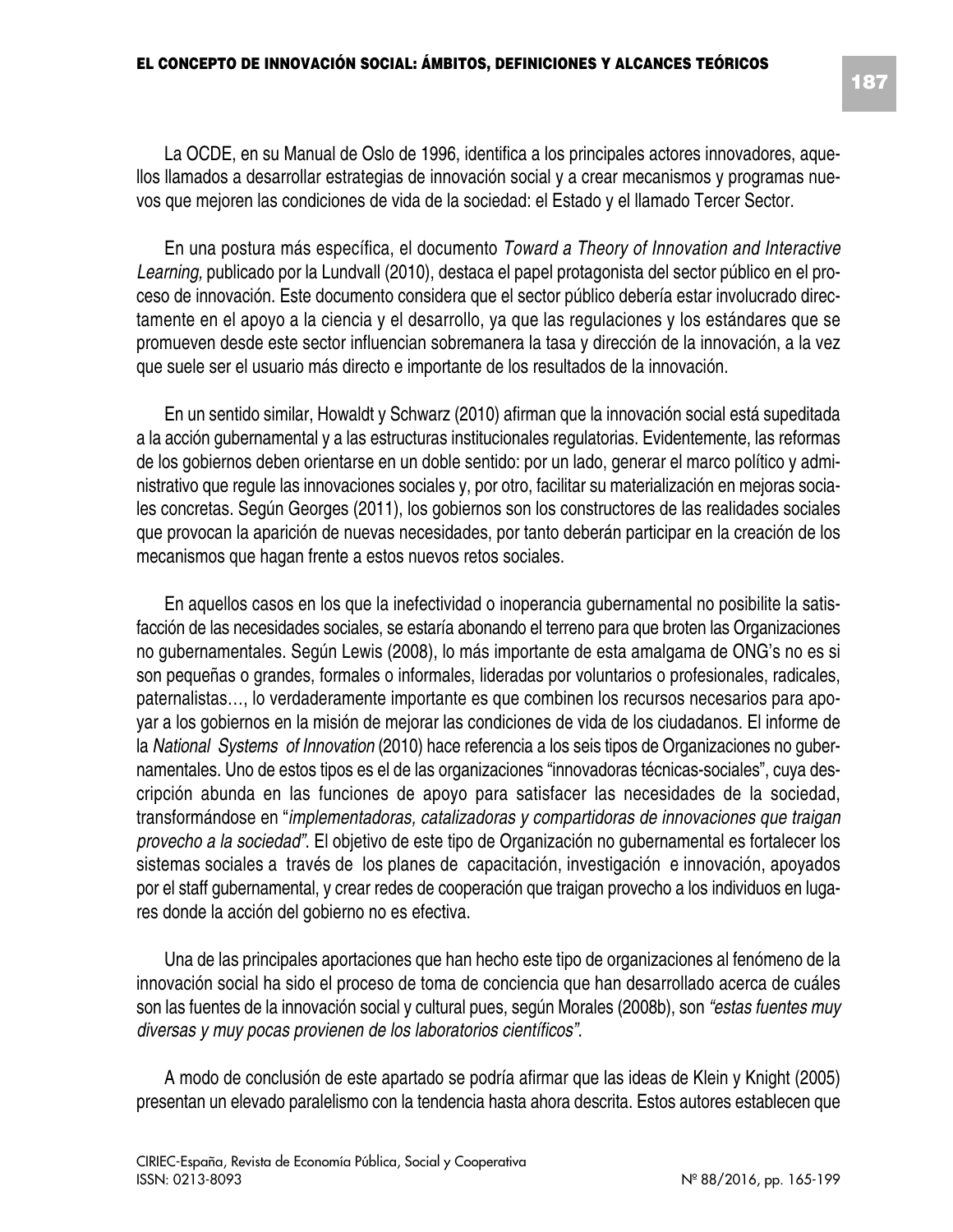La OCDE, en su Manual de Oslo de 1996, identifica a los principales actores innovadores, aquellos llamados a desarrollar estrategias de innovación social y a crear mecanismos y programas nuevos que mejoren las condiciones de vida de la sociedad: el Estado y el llamado Tercer Sector.

En una postura más específica, el documento *Toward a Theory of Innovation and Interactive Learning,* publicado por la Lundvall (2010), destaca el papel protagonista del sector público en el proceso de innovación. Este documento considera que el sector público debería estar involucrado directamente en el apoyo a la ciencia y el desarrollo, ya que las regulaciones y los estándares que se promueven desde este sector influencian sobremanera la tasa y dirección de la innovación, a la vez que suele ser el usuario más directo e importante de los resultados de la innovación.

En un sentido similar, Howaldt y Schwarz (2010) afirman que la innovación social está supeditada a la acción gubernamental y a las estructuras institucionales regulatorias. Evidentemente, las reformas de los gobiernos deben orientarse en un doble sentido: por un lado, generar el marco político y administrativo que regule las innovaciones sociales y, por otro, facilitar su materialización en mejoras sociales concretas. Según Georges (2011), los gobiernos son los constructores de las realidades sociales que provocan la aparición de nuevas necesidades, por tanto deberán participar en la creación de los mecanismos que hagan frente a estos nuevos retos sociales.

En aquellos casos en los que la inefectividad o inoperancia gubernamental no posibilite la satisfacción de las necesidades sociales, se estaría abonando el terreno para que broten las Organizaciones no gubernamentales. Según Lewis (2008), lo más importante de esta amalgama de ONG's no es si son pequeñas o grandes, formales o informales, lideradas por voluntarios o profesionales, radicales, paternalistas…, lo verdaderamente importante es que combinen los recursos necesarios para apoyar a los gobiernos en la misión de mejorar las condiciones de vida de los ciudadanos. El informe de la *National Systems of Innovation* (2010) hace referencia a los seis tipos de Organizaciones no gubernamentales. Uno de estos tipos es el de las organizaciones "innovadoras técnicas-sociales", cuya descripción abunda en las funciones de apoyo para satisfacer las necesidades de la sociedad, transformándose en "*implementadoras, catalizadoras y compartidoras de innovaciones que traigan provecho a la sociedad*". El objetivo de este tipo de Organización no gubernamental es fortalecer los sistemas sociales a través de los planes de capacitación, investigación e innovación, apoyados por el staff gubernamental, y crear redes de cooperación que traigan provecho a los individuos en lugares donde la acción del gobierno no es efectiva.

Una de las principales aportaciones que han hecho este tipo de organizaciones al fenómeno de la innovación social ha sido el proceso de toma de conciencia que han desarrollado acerca de cuáles son las fuentes de la innovación social y cultural pues, según Morales (2008b), son *"estas fuentes muy diversas y muy pocas provienen de los laboratorios científicos"*.

A modo de conclusión de este apartado se podría afirmar que las ideas de Klein y Knight (2005) presentan un elevado paralelismo con la tendencia hasta ahora descrita. Estos autores establecen que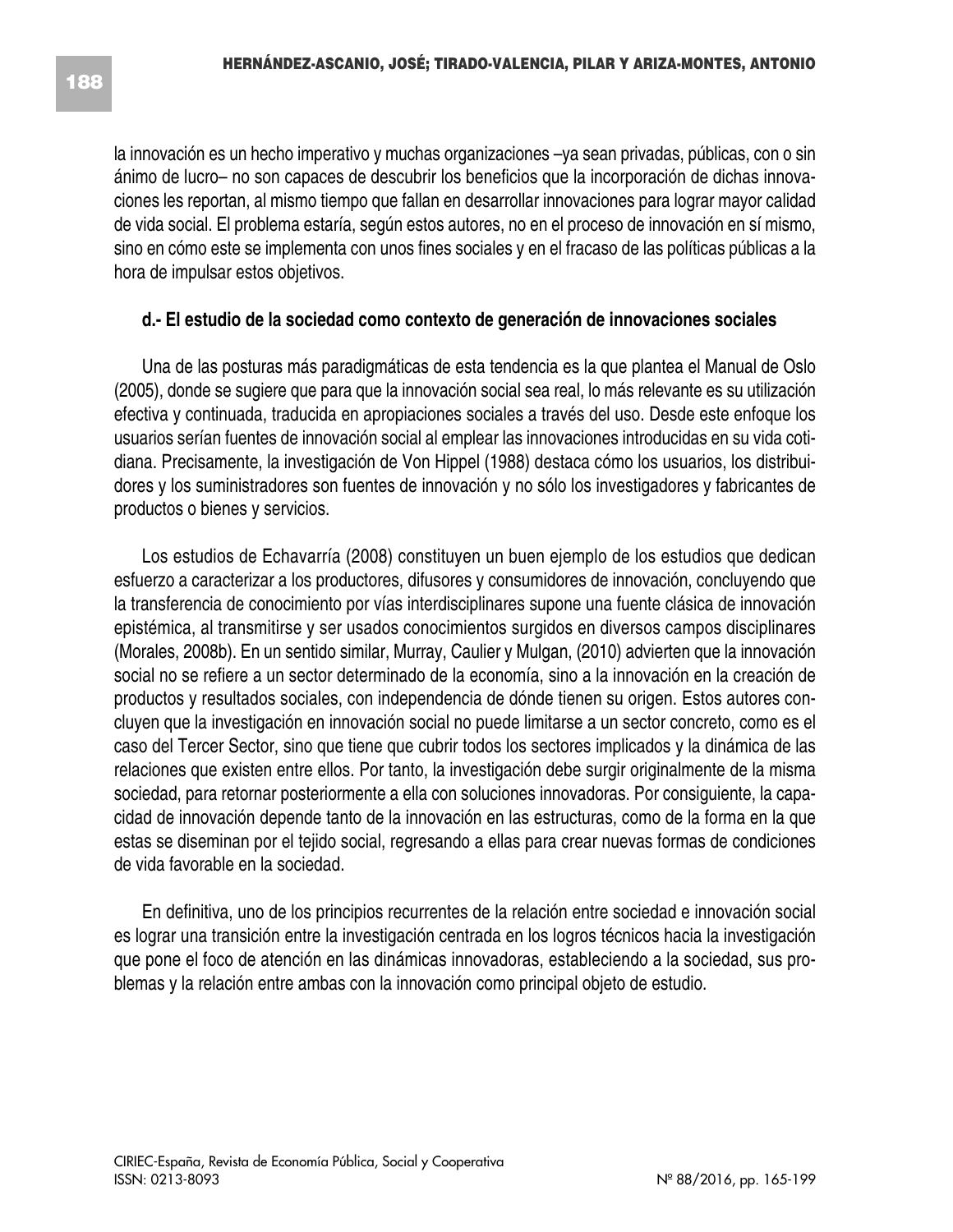la innovación es un hecho imperativo y muchas organizaciones –ya sean privadas, públicas, con o sin ánimo de lucro– no son capaces de descubrir los beneficios que la incorporación de dichas innovaciones les reportan, al mismo tiempo que fallan en desarrollar innovaciones para lograr mayor calidad de vida social. El problema estaría, según estos autores, no en el proceso de innovación en sí mismo, sino en cómo este se implementa con unos fines sociales y en el fracaso de las políticas públicas a la hora de impulsar estos objetivos.

### d.- El estudio de la sociedad como contexto de generación de innovaciones sociales

Una de las posturas más paradigmáticas de esta tendencia es la que plantea el Manual de Oslo (2005), donde se sugiere que para que la innovación social sea real, lo más relevante es su utilización efectiva y continuada, traducida en apropiaciones sociales a través del uso. Desde este enfoque los usuarios serían fuentes de innovación social al emplear las innovaciones introducidas en su vida cotidiana. Precisamente, la investigación de Von Hippel (1988) destaca cómo los usuarios, los distribuidores y los suministradores son fuentes de innovación y no sólo los investigadores y fabricantes de productos o bienes y servicios.

Los estudios de Echavarría (2008) constituyen un buen ejemplo de los estudios que dedican esfuerzo a caracterizar a los productores, difusores y consumidores de innovación, concluyendo que la transferencia de conocimiento por vías interdisciplinares supone una fuente clásica de innovación epistémica, al transmitirse y ser usados conocimientos surgidos en diversos campos disciplinares (Morales, 2008b). En un sentido similar, Murray, Caulier y Mulgan, (2010) advierten que la innovación social no se refiere a un sector determinado de la economía, sino a la innovación en la creación de productos y resultados sociales, con independencia de dónde tienen su origen. Estos autores concluyen que la investigación en innovación social no puede limitarse a un sector concreto, como es el caso del Tercer Sector, sino que tiene que cubrir todos los sectores implicados y la dinámica de las relaciones que existen entre ellos. Por tanto, la investigación debe surgir originalmente de la misma sociedad, para retornar posteriormente a ella con soluciones innovadoras. Por consiguiente, la capacidad de innovación depende tanto de la innovación en las estructuras, como de la forma en la que estas se diseminan por el tejido social, regresando a ellas para crear nuevas formas de condiciones de vida favorable en la sociedad.

En definitiva, uno de los principios recurrentes de la relación entre sociedad e innovación social es lograr una transición entre la investigación centrada en los logros técnicos hacia la investigación que pone el foco de atención en las dinámicas innovadoras, estableciendo a la sociedad, sus problemas y la relación entre ambas con la innovación como principal objeto de estudio.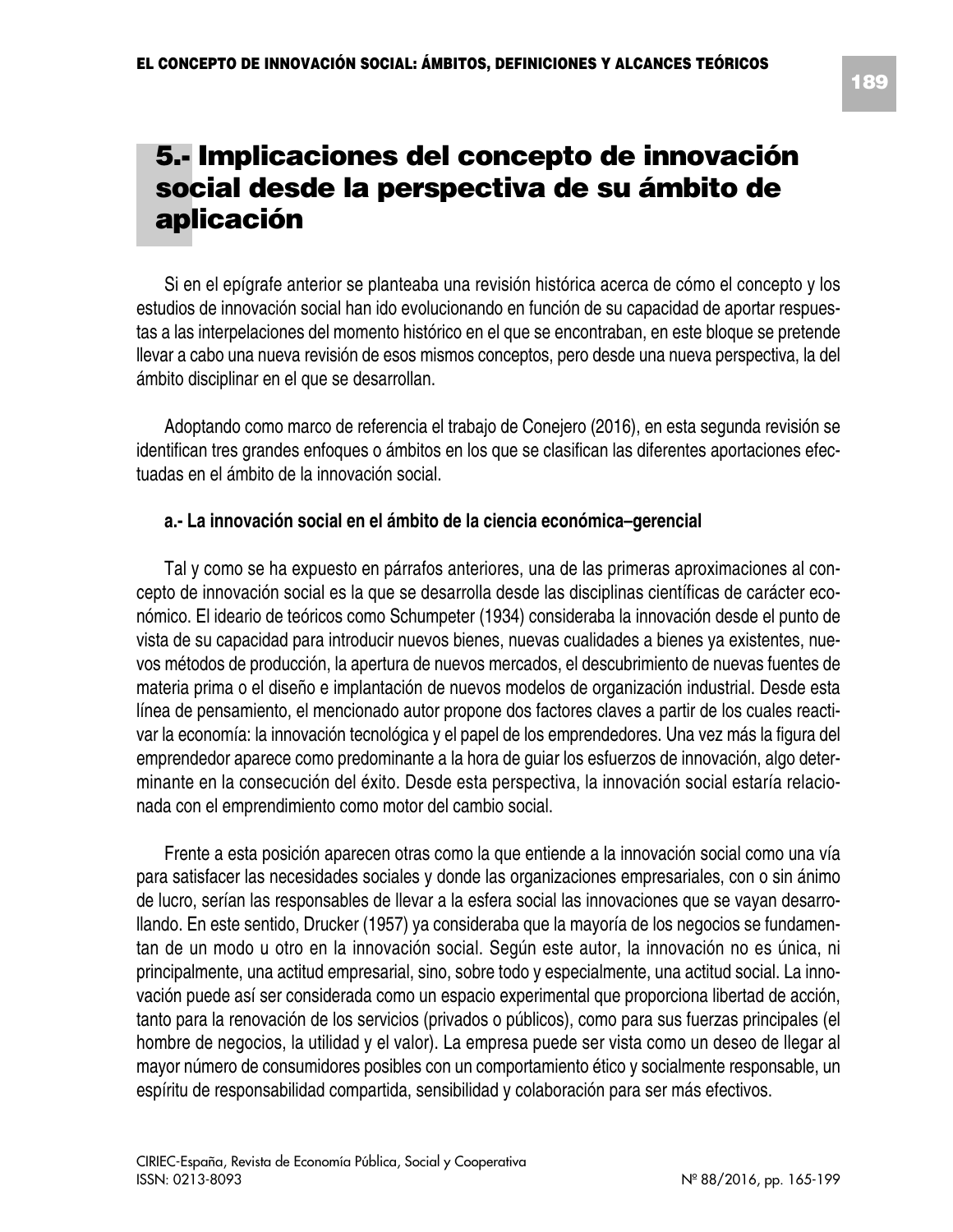## 5.- Implicaciones del concepto de innovación social desde la perspectiva de su ámbito de aplicación

Si en el epígrafe anterior se planteaba una revisión histórica acerca de cómo el concepto y los estudios de innovación social han ido evolucionando en función de su capacidad de aportar respuestas a las interpelaciones del momento histórico en el que se encontraban, en este bloque se pretende llevar a cabo una nueva revisión de esos mismos conceptos, pero desde una nueva perspectiva, la del ámbito disciplinar en el que se desarrollan.

Adoptando como marco de referencia el trabajo de Conejero (2016), en esta segunda revisión se identifican tres grandes enfoques o ámbitos en los que se clasifican las diferentes aportaciones efectuadas en el ámbito de la innovación social.

**a.- La innovación social en el ámbito de la ciencia económica–gerencial**

Tal y como se ha expuesto en párrafos anteriores, una de las primeras aproximaciones al concepto de innovación social es la que se desarrolla desde las disciplinas científicas de carácter económico. El ideario de teóricos como Schumpeter (1934) consideraba la innovación desde el punto de vista de su capacidad para introducir nuevos bienes, nuevas cualidades a bienes ya existentes, nuevos métodos de producción, la apertura de nuevos mercados, el descubrimiento de nuevas fuentes de materia prima o el diseño e implantación de nuevos modelos de organización industrial. Desde esta línea de pensamiento, el mencionado autor propone dos factores claves a partir de los cuales reactivar la economía: la innovación tecnológica y el papel de los emprendedores. Una vez más la figura del emprendedor aparece como predominante a la hora de guiar los esfuerzos de innovación, algo determinante en la consecución del éxito. Desde esta perspectiva, la innovación social estaría relacionada con el emprendimiento como motor del cambio social.

Frente a esta posición aparecen otras como la que entiende a la innovación social como una vía para satisfacer las necesidades sociales y donde las organizaciones empresariales, con o sin ánimo de lucro, serían las responsables de llevar a la esfera social las innovaciones que se vayan desarrollando. En este sentido, Drucker (1957) ya consideraba que la mayoría de los negocios se fundamentan de un modo u otro en la innovación social. Según este autor, la innovación no es única, ni principalmente, una actitud empresarial, sino, sobre todo y especialmente, una actitud social. La innovación puede así ser considerada como un espacio experimental que proporciona libertad de acción, tanto para la renovación de los servicios (privados o públicos), como para sus fuerzas principales (el hombre de negocios, la utilidad y el valor). La empresa puede ser vista como un deseo de llegar al mayor número de consumidores posibles con un comportamiento ético y socialmente responsable, un espíritu de responsabilidad compartida, sensibilidad y colaboración para ser más efectivos.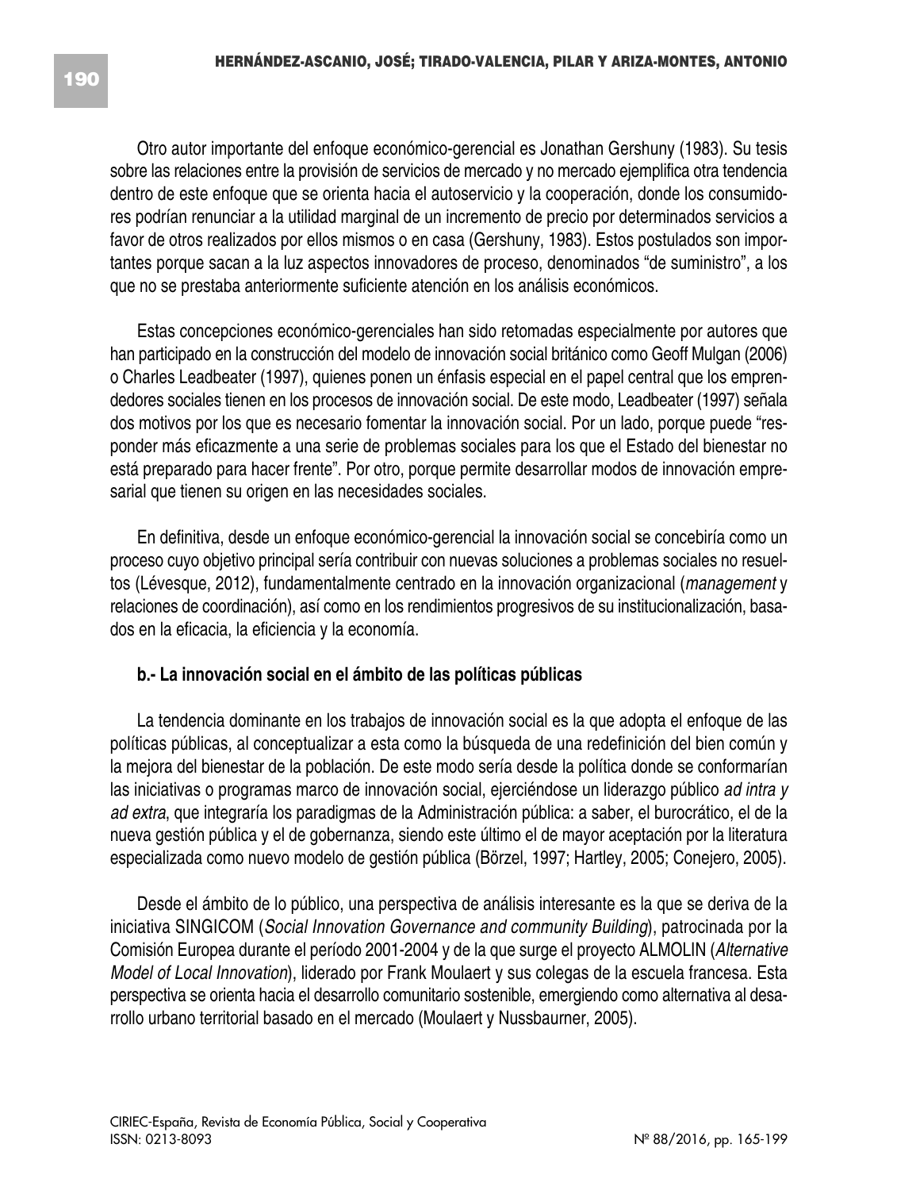Otro autor importante del enfoque económico-gerencial es Jonathan Gershuny (1983). Su tesis sobre las relaciones entre la provisión de servicios de mercado y no mercado ejemplifica otra tendencia dentro de este enfoque que se orienta hacia el autoservicio y la cooperación, donde los consumidores podrían renunciar a la utilidad marginal de un incremento de precio por determinados servicios a favor de otros realizados por ellos mismos o en casa (Gershuny, 1983). Estos postulados son importantes porque sacan a la luz aspectos innovadores de proceso, denominados "de suministro", a los que no se prestaba anteriormente suficiente atención en los análisis económicos.

Estas concepciones económico-gerenciales han sido retomadas especialmente por autores que han participado en la construcción del modelo de innovación social británico como Geoff Mulgan (2006) o Charles Leadbeater (1997), quienes ponen un énfasis especial en el papel central que los emprendedores sociales tienen en los procesos de innovación social. De este modo, Leadbeater (1997) señala dos motivos por los que es necesario fomentar la innovación social. Por un lado, porque puede "responder más eficazmente a una serie de problemas sociales para los que el Estado del bienestar no está preparado para hacer frente". Por otro, porque permite desarrollar modos de innovación empresarial que tienen su origen en las necesidades sociales.

En definitiva, desde un enfoque económico-gerencial la innovación social se concebiría como un proceso cuyo objetivo principal sería contribuir con nuevas soluciones a problemas sociales no resueltos (Lévesque, 2012), fundamentalmente centrado en la innovación organizacional (*management* y relaciones de coordinación), así como en los rendimientos progresivos de su institucionalización, basados en la eficacia, la eficiencia y la economía.

### b.- La innovación social en el ámbito de las políticas públicas

La tendencia dominante en los trabajos de innovación social es la que adopta el enfoque de las políticas públicas, al conceptualizar a esta como la búsqueda de una redefinición del bien común y la mejora del bienestar de la población. De este modo sería desde la política donde se conformarían las iniciativas o programas marco de innovación social, ejerciéndose un liderazgo público *ad intra y ad extra*, que integraría los paradigmas de la Administración pública: a saber, el burocrático, el de la nueva gestión pública y el de gobernanza, siendo este último el de mayor aceptación por la literatura especializada como nuevo modelo de gestión pública (Börzel, 1997; Hartley, 2005; Conejero, 2005).

Desde el ámbito de lo público, una perspectiva de análisis interesante es la que se deriva de la iniciativa SINGICOM (*Social Innovation Governance and community Building*), patrocinada por la Comisión Europea durante el período 2001-2004 y de la que surge el proyecto ALMOLIN (*Alternative Model of Local Innovation*), liderado por Frank Moulaert y sus colegas de la escuela francesa. Esta perspectiva se orienta hacia el desarrollo comunitario sostenible, emergiendo como alternativa al desarrollo urbano territorial basado en el mercado (Moulaert y Nussbaurner, 2005).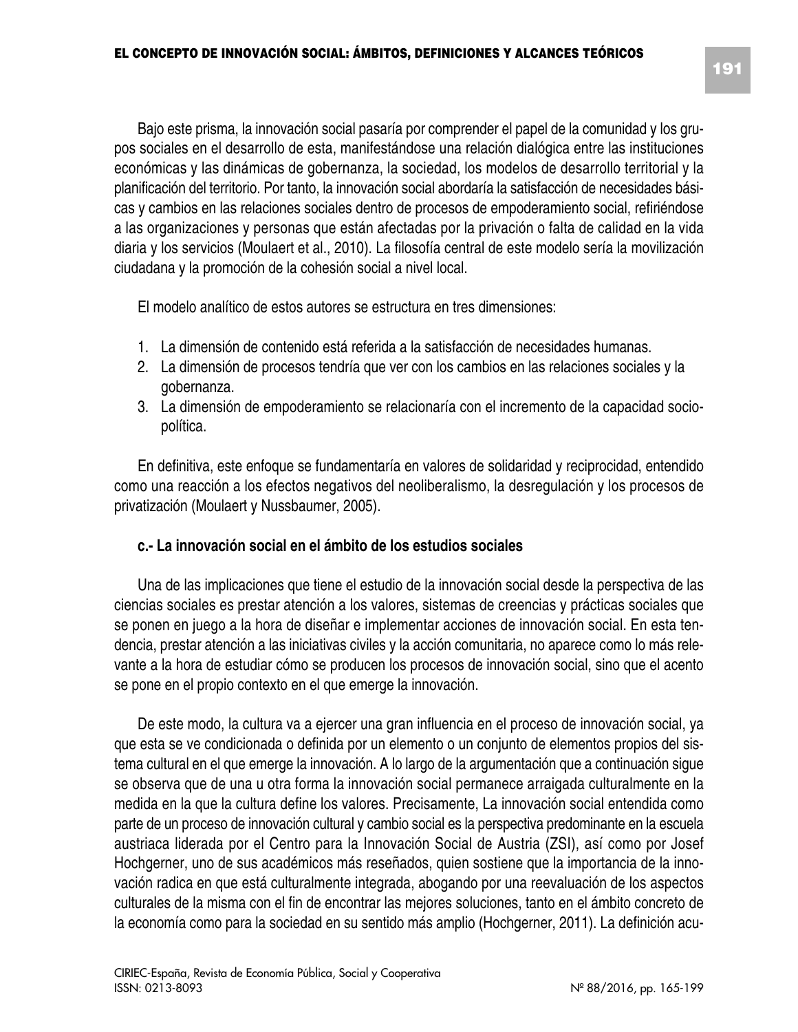Bajo este prisma, la innovación social pasaría por comprender el papel de la comunidad y los grupos sociales en el desarrollo de esta, manifestándose una relación dialógica entre las instituciones económicas y las dinámicas de gobernanza, la sociedad, los modelos de desarrollo territorial y la planificación del territorio. Por tanto, la innovación social abordaría la satisfacción de necesidades básicas y cambios en las relaciones sociales dentro de procesos de empoderamiento social, refiriéndose a las organizaciones y personas que están afectadas por la privación o falta de calidad en la vida diaria y los servicios (Moulaert et al., 2010). La filosofía central de este modelo sería la movilización ciudadana y la promoción de la cohesión social a nivel local.

El modelo analítico de estos autores se estructura en tres dimensiones:

1. La dimensión de contenido está referida a la satisfacción de necesidades humanas.
2. La dimensión de procesos tendría que ver con los cambios en las relaciones sociales y la gobernanza.
3. La dimensión de empoderamiento se relacionaría con el incremento de la capacidad sociopolítica.

En definitiva, este enfoque se fundamentaría en valores de solidaridad y reciprocidad, entendido como una reacción a los efectos negativos del neoliberalismo, la desregulación y los procesos de privatización (Moulaert y Nussbaumer, 2005).

### c.- La innovación social en el ámbito de los estudios sociales

Una de las implicaciones que tiene el estudio de la innovación social desde la perspectiva de las ciencias sociales es prestar atención a los valores, sistemas de creencias y prácticas sociales que se ponen en juego a la hora de diseñar e implementar acciones de innovación social. En esta tendencia, prestar atención a las iniciativas civiles y la acción comunitaria, no aparece como lo más relevante a la hora de estudiar cómo se producen los procesos de innovación social, sino que el acento se pone en el propio contexto en el que emerge la innovación.

De este modo, la cultura va a ejercer una gran influencia en el proceso de innovación social, ya que esta se ve condicionada o definida por un elemento o un conjunto de elementos propios del sistema cultural en el que emerge la innovación. A lo largo de la argumentación que a continuación sigue se observa que de una u otra forma la innovación social permanece arraigada culturalmente en la medida en la que la cultura define los valores. Precisamente, La innovación social entendida como parte de un proceso de innovación cultural y cambio social es la perspectiva predominante en la escuela austriaca liderada por el Centro para la Innovación Social de Austria (ZSI), así como por Josef Hochgerner, uno de sus académicos más reseñados, quien sostiene que la importancia de la innovación radica en que está culturalmente integrada, abogando por una reevaluación de los aspectos culturales de la misma con el fin de encontrar las mejores soluciones, tanto en el ámbito concreto de la economía como para la sociedad en su sentido más amplio (Hochgerner, 2011). La definición acu-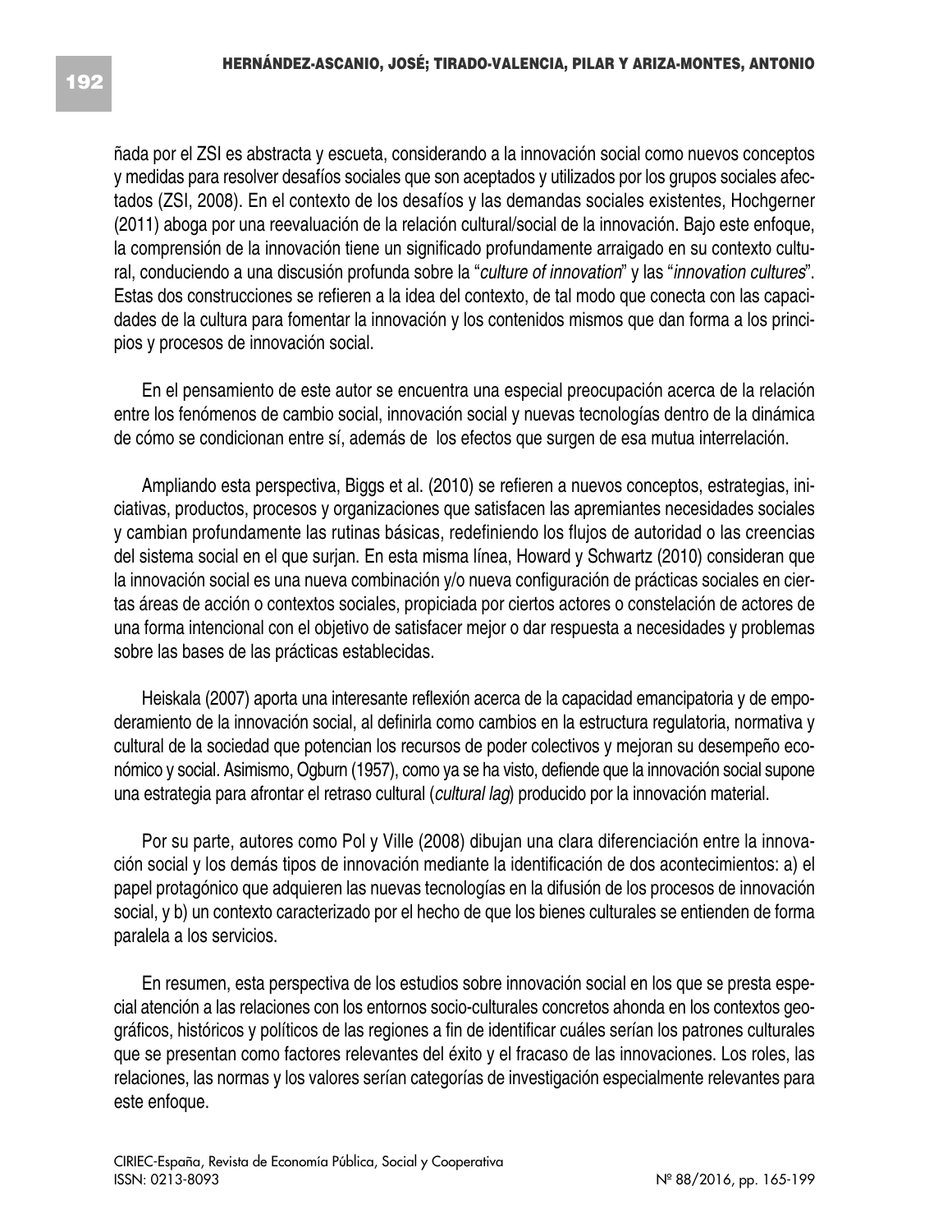ñada por el ZSI es abstracta y escueta, considerando a la innovación social como nuevos conceptos y medidas para resolver desafíos sociales que son aceptados y utilizados por los grupos sociales afectados (ZSI, 2008). En el contexto de los desafíos y las demandas sociales existentes, Hochgerner (2011) aboga por una reevaluación de la relación cultural/social de la innovación. Bajo este enfoque, la comprensión de la innovación tiene un significado profundamente arraigado en su contexto cultural, conduciendo a una discusión profunda sobre la "*culture of innovation*" y las "*innovation cultures*". Estas dos construcciones se refieren a la idea del contexto, de tal modo que conecta con las capacidades de la cultura para fomentar la innovación y los contenidos mismos que dan forma a los principios y procesos de innovación social.

En el pensamiento de este autor se encuentra una especial preocupación acerca de la relación entre los fenómenos de cambio social, innovación social y nuevas tecnologías dentro de la dinámica de cómo se condicionan entre sí, además de los efectos que surgen de esa mutua interrelación.

Ampliando esta perspectiva, Biggs et al. (2010) se refieren a nuevos conceptos, estrategias, iniciativas, productos, procesos y organizaciones que satisfacen las apremiantes necesidades sociales y cambian profundamente las rutinas básicas, redefiniendo los flujos de autoridad o las creencias del sistema social en el que surjan. En esta misma línea, Howard y Schwartz (2010) consideran que la innovación social es una nueva combinación y/o nueva configuración de prácticas sociales en ciertas áreas de acción o contextos sociales, propiciada por ciertos actores o constelación de actores de una forma intencional con el objetivo de satisfacer mejor o dar respuesta a necesidades y problemas sobre las bases de las prácticas establecidas.

Heiskala (2007) aporta una interesante reflexión acerca de la capacidad emancipatoria y de empoderamiento de la innovación social, al definirla como cambios en la estructura regulatoria, normativa y cultural de la sociedad que potencian los recursos de poder colectivos y mejoran su desempeño económico y social. Asimismo, Ogburn (1957), como ya se ha visto, defiende que la innovación social supone una estrategia para afrontar el retraso cultural (*cultural lag*) producido por la innovación material.

Por su parte, autores como Pol y Ville (2008) dibujan una clara diferenciación entre la innovación social y los demás tipos de innovación mediante la identificación de dos acontecimientos: a) el papel protagónico que adquieren las nuevas tecnologías en la difusión de los procesos de innovación social, y b) un contexto caracterizado por el hecho de que los bienes culturales se entienden de forma paralela a los servicios.

En resumen, esta perspectiva de los estudios sobre innovación social en los que se presta especial atención a las relaciones con los entornos socio-culturales concretos ahonda en los contextos geográficos, históricos y políticos de las regiones a fin de identificar cuáles serían los patrones culturales que se presentan como factores relevantes del éxito y el fracaso de las innovaciones. Los roles, las relaciones, las normas y los valores serían categorías de investigación especialmente relevantes para este enfoque.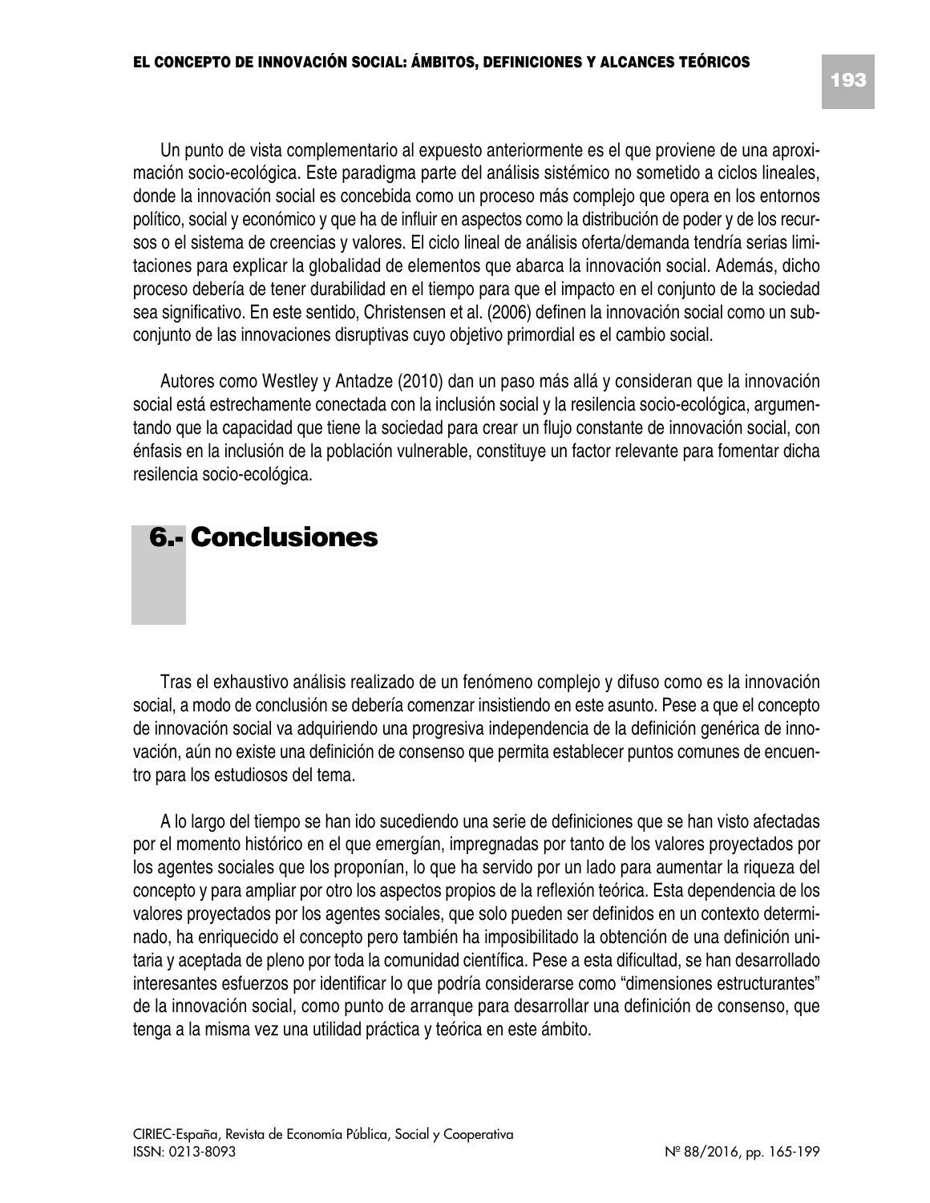Un punto de vista complementario al expuesto anteriormente es el que proviene de una aproximación socio-ecológica. Este paradigma parte del análisis sistémico no sometido a ciclos lineales, donde la innovación social es concebida como un proceso más complejo que opera en los entornos político, social y económico y que ha de influir en aspectos como la distribución de poder y de los recursos o el sistema de creencias y valores. El ciclo lineal de análisis oferta/demanda tendría serias limitaciones para explicar la globalidad de elementos que abarca la innovación social. Además, dicho proceso debería de tener durabilidad en el tiempo para que el impacto en el conjunto de la sociedad sea significativo. En este sentido, Christensen et al. (2006) definen la innovación social como un subconjunto de las innovaciones disruptivas cuyo objetivo primordial es el cambio social.

Autores como Westley y Antadze (2010) dan un paso más allá y consideran que la innovación social está estrechamente conectada con la inclusión social y la resiliencia socio-ecológica, argumentando que la capacidad que tiene la sociedad para crear un flujo constante de innovación social, con énfasis en la inclusión de la población vulnerable, constituye un factor relevante para fomentar dicha resiliencia socio-ecológica.

# 6.- Conclusiones

Tras el exhaustivo análisis realizado de un fenómeno complejo y difuso como es la innovación social, a modo de conclusión se debería comenzar insistiendo en este asunto. Pese a que el concepto de innovación social va adquiriendo una progresiva independencia de la definición genérica de innovación, aún no existe una definición de consenso que permita establecer puntos comunes de encuentro para los estudiosos del tema.

A lo largo del tiempo se han ido sucediendo una serie de definiciones que se han visto afectadas por el momento histórico en el que emergían, impregnadas por tanto de los valores proyectados por los agentes sociales que los proponían, lo que ha servido por un lado para aumentar la riqueza del concepto y para ampliar por otro los aspectos propios de la reflexión teórica. Esta dependencia de los valores proyectados por los agentes sociales, que solo pueden ser definidos en un contexto determinado, ha enriquecido el concepto pero también ha imposibilitado la obtención de una definición unitaria y aceptada de pleno por toda la comunidad científica. Pese a esta dificultad, se han desarrollado interesantes esfuerzos por identificar lo que podría considerarse como "dimensiones estructurantes" de la innovación social, como punto de arranque para desarrollar una definición de consenso, que tenga a la misma vez una utilidad práctica y teórica en este ámbito.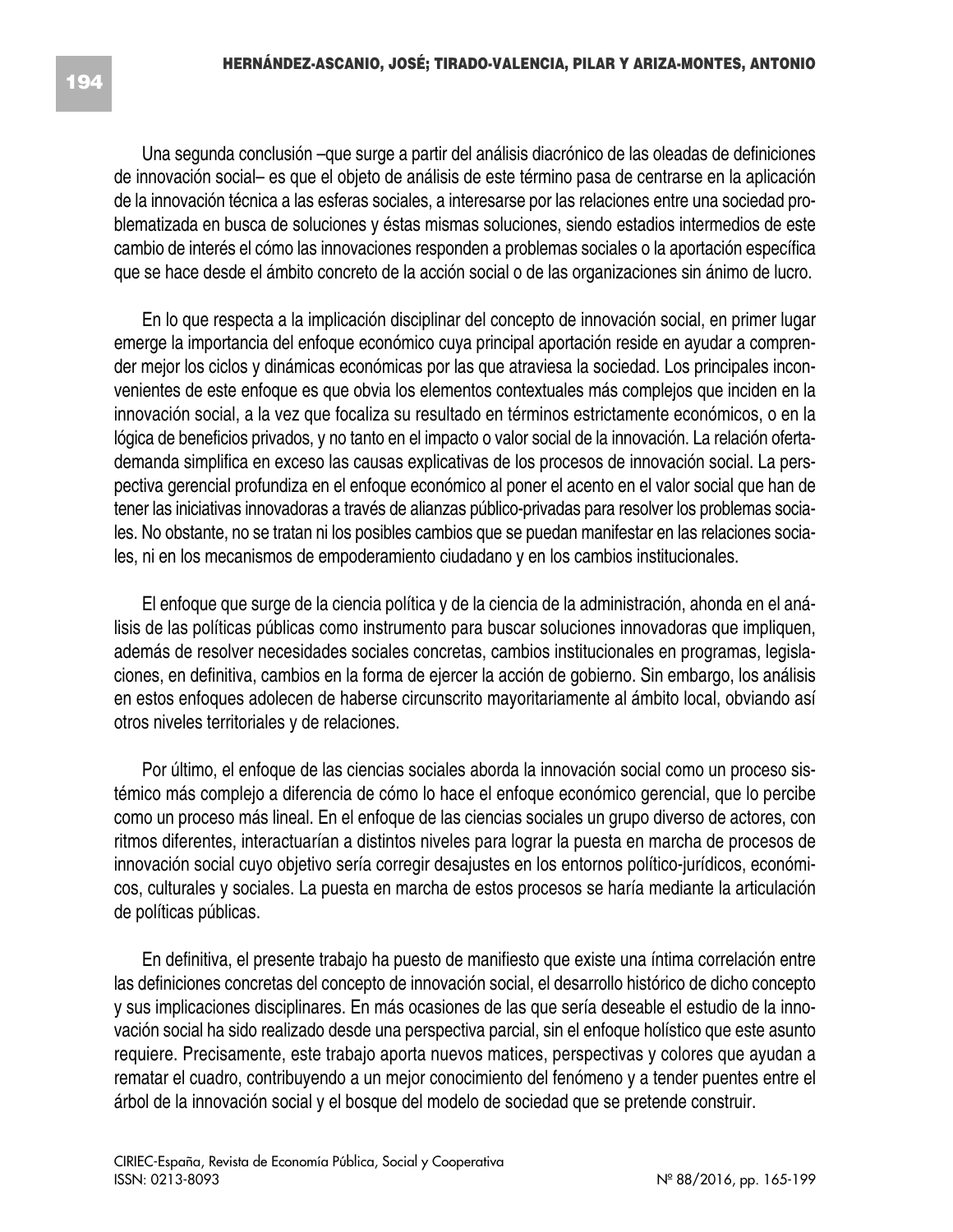Una segunda conclusión –que surge a partir del análisis diacrónico de las oleadas de definiciones de innovación social– es que el objeto de análisis de este término pasa de centrarse en la aplicación de la innovación técnica a las esferas sociales, a interesarse por las relaciones entre una sociedad problematizada en busca de soluciones y éstas mismas soluciones, siendo estadios intermedios de este cambio de interés el cómo las innovaciones responden a problemas sociales o la aportación específica que se hace desde el ámbito concreto de la acción social o de las organizaciones sin ánimo de lucro.

En lo que respecta a la implicación disciplinar del concepto de innovación social, en primer lugar emerge la importancia del enfoque económico cuya principal aportación reside en ayudar a comprender mejor los ciclos y dinámicas económicas por las que atraviesa la sociedad. Los principales inconvenientes de este enfoque es que obvia los elementos contextuales más complejos que inciden en la innovación social, a la vez que focaliza su resultado en términos estrictamente económicos, o en la lógica de beneficios privados, y no tanto en el impacto o valor social de la innovación. La relación oferta-demanda simplifica en exceso las causas explicativas de los procesos de innovación social. La perspectiva gerencial profundiza en el enfoque económico al poner el acento en el valor social que han de tener las iniciativas innovadoras a través de alianzas público-privadas para resolver los problemas sociales. No obstante, no se tratan ni los posibles cambios que se puedan manifestar en las relaciones sociales, ni en los mecanismos de empoderamiento ciudadano y en los cambios institucionales.

El enfoque que surge de la ciencia política y de la ciencia de la administración, ahonda en el análisis de las políticas públicas como instrumento para buscar soluciones innovadoras que impliquen, además de resolver necesidades sociales concretas, cambios institucionales en programas, legislaciones, en definitiva, cambios en la forma de ejercer la acción de gobierno. Sin embargo, los análisis en estos enfoques adolecen de haberse circunscrito mayoritariamente al ámbito local, obviando así otros niveles territoriales y de relaciones.

Por último, el enfoque de las ciencias sociales aborda la innovación social como un proceso sistémico más complejo a diferencia de cómo lo hace el enfoque económico gerencial, que lo percibe como un proceso más lineal. En el enfoque de las ciencias sociales un grupo diverso de actores, con ritmos diferentes, interactuarían a distintos niveles para lograr la puesta en marcha de procesos de innovación social cuyo objetivo sería corregir desajustes en los entornos político-jurídicos, económicos, culturales y sociales. La puesta en marcha de estos procesos se haría mediante la articulación de políticas públicas.

En definitiva, el presente trabajo ha puesto de manifiesto que existe una íntima correlación entre las definiciones concretas del concepto de innovación social, el desarrollo histórico de dicho concepto y sus implicaciones disciplinares. En más ocasiones de las que sería deseable el estudio de la innovación social ha sido realizado desde una perspectiva parcial, sin el enfoque holístico que este asunto requiere. Precisamente, este trabajo aporta nuevos matices, perspectivas y colores que ayudan a rematar el cuadro, contribuyendo a un mejor conocimiento del fenómeno y a tender puentes entre el árbol de la innovación social y el bosque del modelo de sociedad que se pretende construir.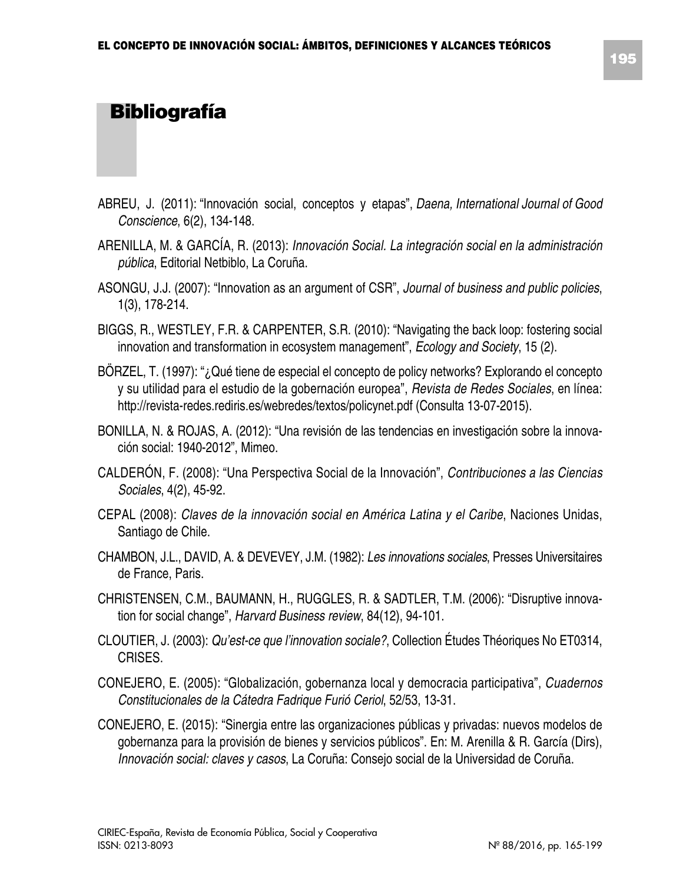# Bibliografía

ABREU, J. (2011): "Innovación social, conceptos y etapas", *Daena, International Journal of Good Conscience*, 6(2), 134-148.

ARENILLA, M. & GARCÍA, R. (2013): *Innovación Social. La integración social en la administración pública*, Editorial Netbiblo, La Coruña.

ASONGU, J.J. (2007): "Innovation as an argument of CSR", *Journal of business and public policies*, 1(3), 178-214.

BIGGS, R., WESTLEY, F.R. & CARPENTER, S.R. (2010): "Navigating the back loop: fostering social innovation and transformation in ecosystem management", *Ecology and Society*, 15 (2).

BÖRZEL, T. (1997): "¿Qué tiene de especial el concepto de policy networks? Explorando el concepto y su utilidad para el estudio de la gobernación europea", *Revista de Redes Sociales*, en línea: http://revista-redes.rediris.es/webredes/textos/policynet.pdf (Consulta 13-07-2015).

BONILLA, N. & ROJAS, A. (2012): "Una revisión de las tendencias en investigación sobre la innovación social: 1940-2012", Mimeo.

CALDERÓN, F. (2008): "Una Perspectiva Social de la Innovación", *Contribuciones a las Ciencias Sociales*, 4(2), 45-92.

CEPAL (2008): *Claves de la innovación social en América Latina y el Caribe*, Naciones Unidas, Santiago de Chile.

CHAMBON, J.L., DAVID, A. & DEVEVEY, J.M. (1982): *Les innovations sociales*, Presses Universitaires de France, Paris.

CHRISTENSEN, C.M., BAUMANN, H., RUGGLES, R. & SADTLER, T.M. (2006): "Disruptive innovation for social change", *Harvard Business review*, 84(12), 94-101.

CLOUTIER, J. (2003): *Qu'est-ce que l'innovation sociale?*, Collection Études Théoriques No ET0314, CRISES.

CONEJERO, E. (2005): "Globalización, gobernanza local y democracia participativa", *Cuadernos Constitucionales de la Cátedra Fadrique Furió Ceriol*, 52/53, 13-31.

CONEJERO, E. (2015): "Sinergia entre las organizaciones públicas y privadas: nuevos modelos de gobernanza para la provisión de bienes y servicios públicos". En: M. Arenilla & R. García (Dirs), *Innovación social: claves y casos*, La Coruña: Consejo social de la Universidad de Coruña.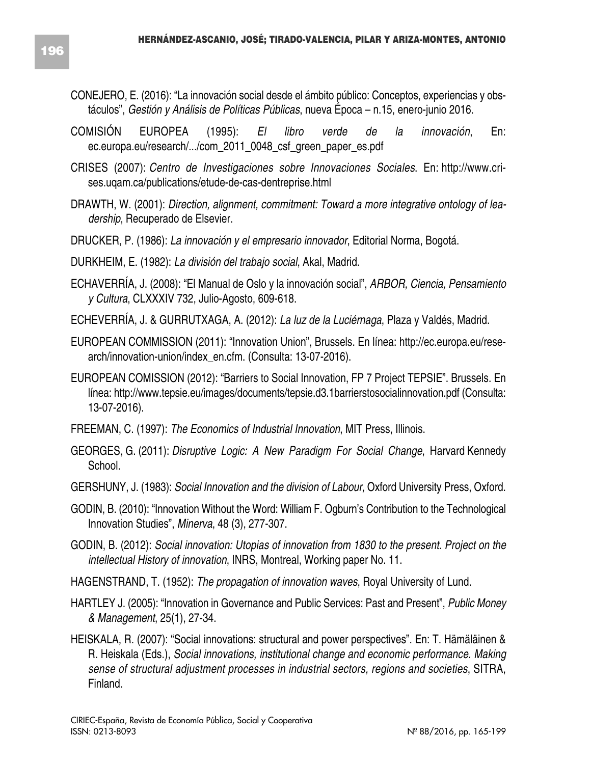CONEJERO, E. (2016): "La innovación social desde el ámbito público: Conceptos, experiencias y obstáculos", *Gestión y Análisis de Políticas Públicas*, nueva Época – n.15, enero-junio 2016.

COMISIÓN EUROPEA (1995): *El libro verde de la innovación*, En: ec.europa.eu/research/.../com_2011_0048_csf_green_paper_es.pdf

CRISES (2007): *Centro de Investigaciones sobre Innovaciones Sociales*. En: http://www.crises.uqam.ca/publications/etude-de-cas-dentreprise.html

DRAWTH, W. (2001): *Direction, alignment, commitment: Toward a more integrative ontology of leadership*, Recuperado de Elsevier.

DRUCKER, P. (1986): *La innovación y el empresario innovador*, Editorial Norma, Bogotá.

DURKHEIM, E. (1982): *La división del trabajo social*, Akal, Madrid.

ECHAVERRÍA, J. (2008): "El Manual de Oslo y la innovación social", *ARBOR, Ciencia, Pensamiento y Cultura*, CLXXXIV 732, Julio-Agosto, 609-618.

ECHEVERRÍA, J. & GURRUTXAGA, A. (2012): *La luz de la Luciérnaga*, Plaza y Valdés, Madrid.

EUROPEAN COMMISSION (2011): "Innovation Union", Brussels. En línea: http://ec.europa.eu/research/innovation-union/index_en.cfm. (Consulta: 13-07-2016).

EUROPEAN COMISSION (2012): "Barriers to Social Innovation, FP 7 Project TEPSIE". Brussels. En línea: http://www.tepsie.eu/images/documents/tepsie.d3.1barrierstosocialinnovation.pdf (Consulta: 13-07-2016).

FREEMAN, C. (1997): *The Economics of Industrial Innovation*, MIT Press, Illinois.

GEORGES, G. (2011): *Disruptive Logic: A New Paradigm For Social Change*, Harvard Kennedy School.

GERSHUNY, J. (1983): *Social Innovation and the division of Labour,* Oxford University Press, Oxford.

GODIN, B. (2010): "Innovation Without the Word: William F. Ogburn's Contribution to the Technological Innovation Studies", *Minerva*, 48 (3), 277-307.

GODIN, B. (2012): *Social innovation: Utopias of innovation from 1830 to the present. Project on the intellectual History of innovation*, INRS, Montreal, Working paper No. 11.

HAGENSTRAND, T. (1952): *The propagation of innovation waves*, Royal University of Lund.

HARTLEY J. (2005): "Innovation in Governance and Public Services: Past and Present", *Public Money & Management*, 25(1), 27-34.

HEISKALA, R. (2007): "Social innovations: structural and power perspectives". En: T. Hämäläinen & R. Heiskala (Eds.), *Social innovations, institutional change and economic performance. Making sense of structural adjustment processes in industrial sectors, regions and societies*, SITRA, Finland.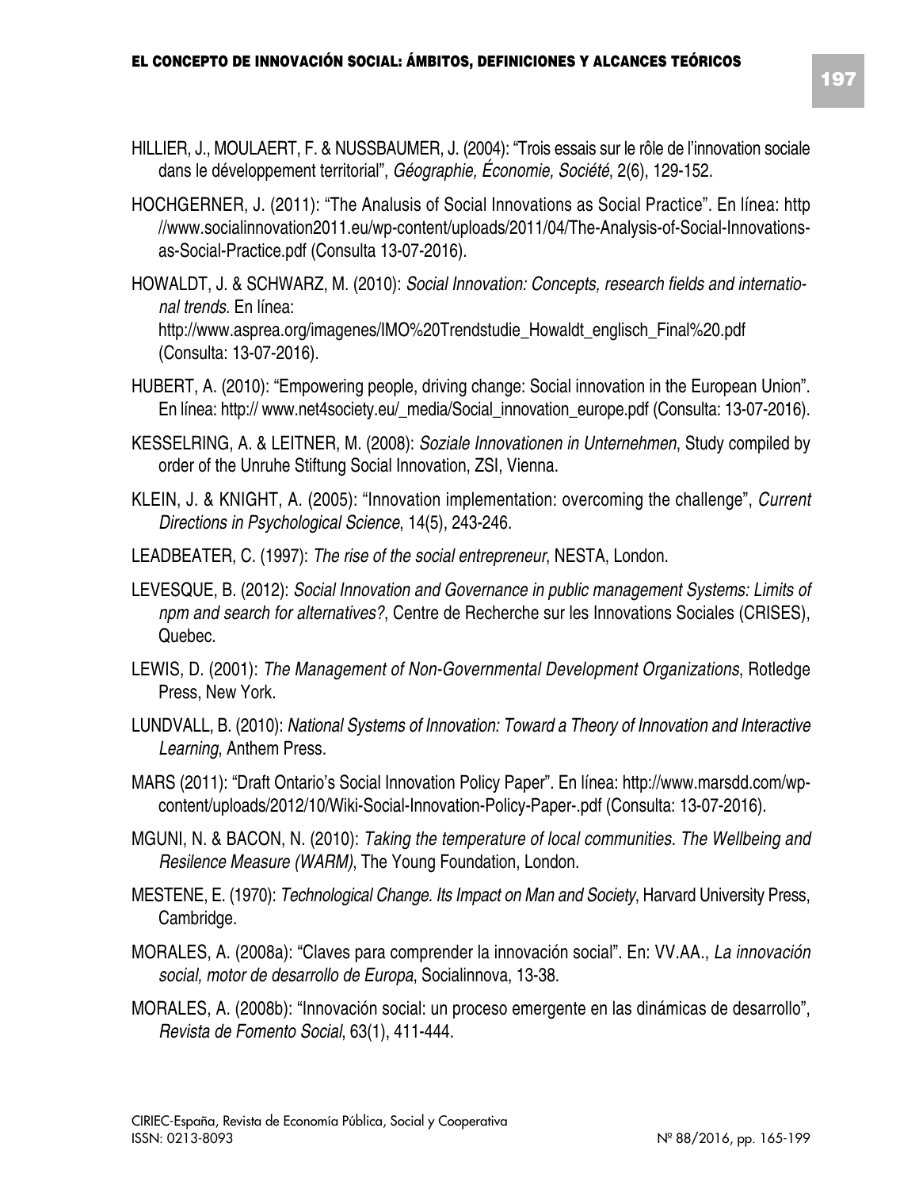HILLIER, J., MOULAERT, F. & NUSSBAUMER, J. (2004): "Trois essais sur le rôle de l'innovation sociale dans le développement territorial", *Géographie, Économie, Société*, 2(6), 129-152.

HOCHGERNER, J. (2011): "The Analusis of Social Innovations as Social Practice". En línea: http //www.socialinnovation2011.eu/wp-content/uploads/2011/04/The-Analysis-of-Social-Innovations-as-Social-Practice.pdf (Consulta 13-07-2016).

HOWALDT, J. & SCHWARZ, M. (2010): *Social Innovation: Concepts, research fields and international trends*. En línea: http://www.asprea.org/imagenes/IMO%20Trendstudie_Howaldt_englisch_Final%20.pdf (Consulta: 13-07-2016).

HUBERT, A. (2010): "Empowering people, driving change: Social innovation in the European Union". En línea: http:// www.net4society.eu/_media/Social_innovation_europe.pdf (Consulta: 13-07-2016).

KESSELRING, A. & LEITNER, M. (2008): *Soziale Innovationen in Unternehmen*, Study compiled by order of the Unruhe Stiftung Social Innovation, ZSI, Vienna.

KLEIN, J. & KNIGHT, A. (2005): "Innovation implementation: overcoming the challenge", *Current Directions in Psychological Science*, 14(5), 243-246.

LEADBEATER, C. (1997): *The rise of the social entrepreneur*, NESTA, London.

LEVESQUE, B. (2012): *Social Innovation and Governance in public management Systems: Limits of npm and search for alternatives?*, Centre de Recherche sur les Innovations Sociales (CRISES), Quebec.

LEWIS, D. (2001): *The Management of Non-Governmental Development Organizations*, Rotledge Press, New York.

LUNDVALL, B. (2010): *National Systems of Innovation: Toward a Theory of Innovation and Interactive Learning*, Anthem Press.

MARS (2011): "Draft Ontario's Social Innovation Policy Paper". En línea: http://www.marsdd.com/wp-content/uploads/2012/10/Wiki-Social-Innovation-Policy-Paper-.pdf (Consulta: 13-07-2016).

MGUNI, N. & BACON, N. (2010): *Taking the temperature of local communities. The Wellbeing and Resilence Measure (WARM)*, The Young Foundation, London.

MESTENE, E. (1970): *Technological Change. Its Impact on Man and Society*, Harvard University Press, Cambridge.

MORALES, A. (2008a): "Claves para comprender la innovación social". En: VV.AA., *La innovación social, motor de desarrollo de Europa*, Socialinnova, 13-38.

MORALES, A. (2008b): "Innovación social: un proceso emergente en las dinámicas de desarrollo", *Revista de Fomento Social*, 63(1), 411-444.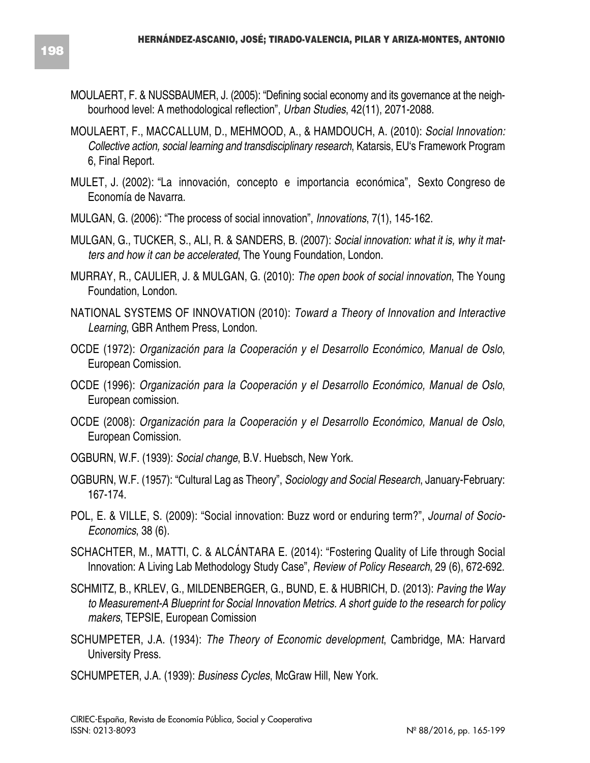MOULAERT, F. & NUSSBAUMER, J. (2005): “Defining social economy and its governance at the neighbourhood level: A methodological reflection”, *Urban Studies*, 42(11), 2071-2088.

MOULAERT, F., MACCALLUM, D., MEHMOOD, A., & HAMDOUCH, A. (2010): *Social Innovation: Collective action, social learning and transdisciplinary research*, Katarsis, EU‘s Framework Program 6, Final Report.

MULET, J. (2002): “La innovación, concepto e importancia económica”, Sexto Congreso de Economía de Navarra.

MULGAN, G. (2006): “The process of social innovation”, *Innovations*, 7(1), 145-162.

MULGAN, G., TUCKER, S., ALI, R. & SANDERS, B. (2007): *Social innovation: what it is, why it matters and how it can be accelerated*, The Young Foundation, London.

MURRAY, R., CAULIER, J. & MULGAN, G. (2010): *The open book of social innovation*, The Young Foundation, London.

NATIONAL SYSTEMS OF INNOVATION (2010): *Toward a Theory of Innovation and Interactive Learning*, GBR Anthem Press, London.

OCDE (1972): *Organización para la Cooperación y el Desarrollo Económico, Manual de Oslo*, European Comission.

OCDE (1996): *Organización para la Cooperación y el Desarrollo Económico, Manual de Oslo*, European comission.

OCDE (2008): *Organización para la Cooperación y el Desarrollo Económico, Manual de Oslo*, European Comission.

OGBURN, W.F. (1939): *Social change*, B.V. Huebsch, New York.

OGBURN, W.F. (1957): “Cultural Lag as Theory”, *Sociology and Social Research*, January-February: 167-174.

POL, E. & VILLE, S. (2009): “Social innovation: Buzz word or enduring term?”, *Journal of Socio-Economics*, 38 (6).

SCHACHTER, M., MATTI, C. & ALCÁNTARA E. (2014): “Fostering Quality of Life through Social Innovation: A Living Lab Methodology Study Case”, *Review of Policy Research*, 29 (6), 672-692.

SCHMITZ, B., KRLEV, G., MILDENBERGER, G., BUND, E. & HUBRICH, D. (2013): *Paving the Way to Measurement-A Blueprint for Social Innovation Metrics. A short guide to the research for policy makers*, TEPSIE, European Comission

SCHUMPETER, J.A. (1934): *The Theory of Economic development*, Cambridge, MA: Harvard University Press.

SCHUMPETER, J.A. (1939): *Business Cycles*, McGraw Hill, New York.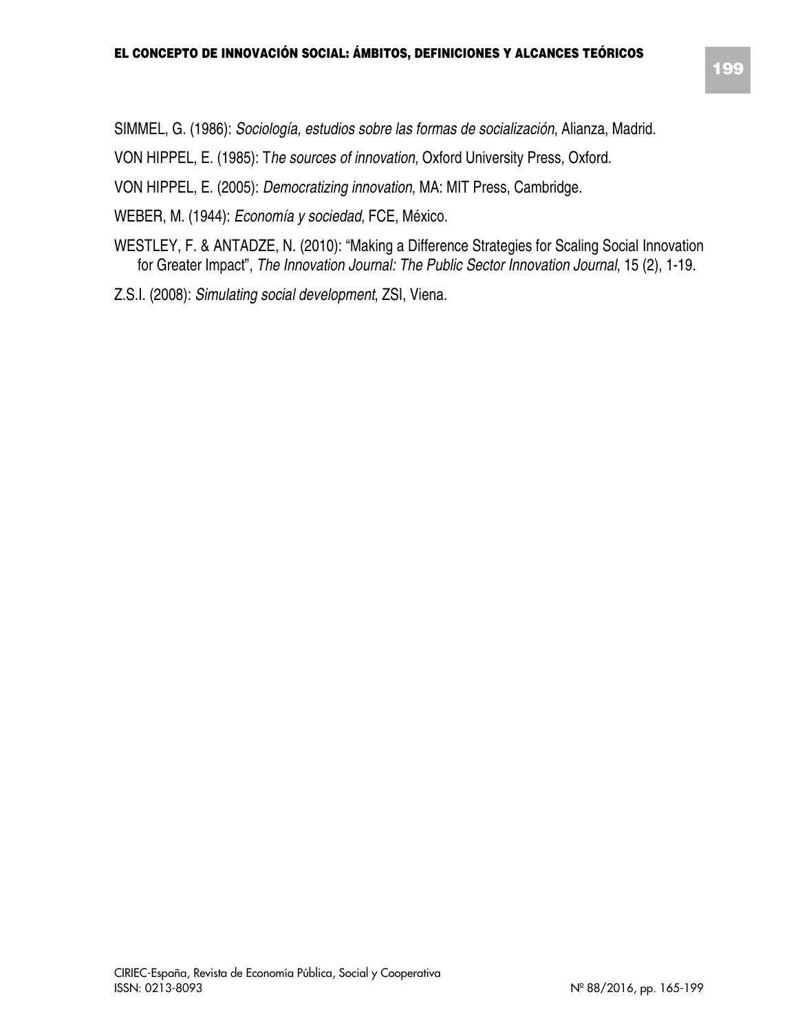SIMMEL, G. (1986): *Sociología, estudios sobre las formas de socialización*, Alianza, Madrid.

VON HIPPEL, E. (1985): T*he sources of innovation*, Oxford University Press, Oxford.

VON HIPPEL, E. (2005): *Democratizing innovation*, MA: MIT Press, Cambridge.

WEBER, M. (1944): *Economía y sociedad*, FCE, México.

WESTLEY, F. & ANTADZE, N. (2010): "Making a Difference Strategies for Scaling Social Innovation for Greater Impact", *The Innovation Journal: The Public Sector Innovation Journal*, 15 (2), 1-19.

Z.S.I. (2008): *Simulating social development*, ZSI, Viena.